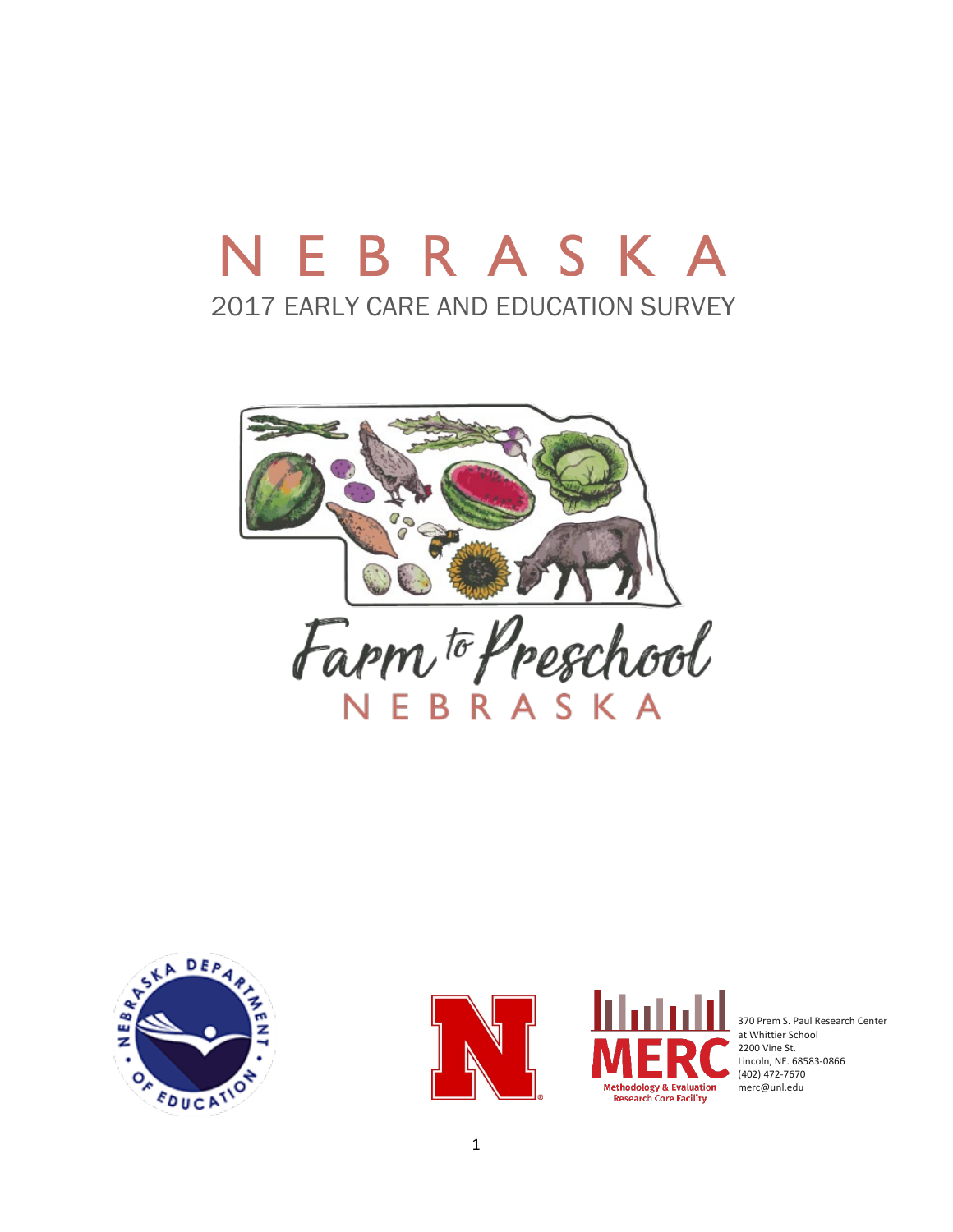# NEBRASKA

## 2017 EARLY CARE AND EDUCATION SURVEY

Farm to Preschool

NEBRASKA

370 Prem S. Paul Research Center
at Whittier School
2200 Vine St.
Lincoln, NE. 68583-0866
(402) 472-7670
merc@unl.edu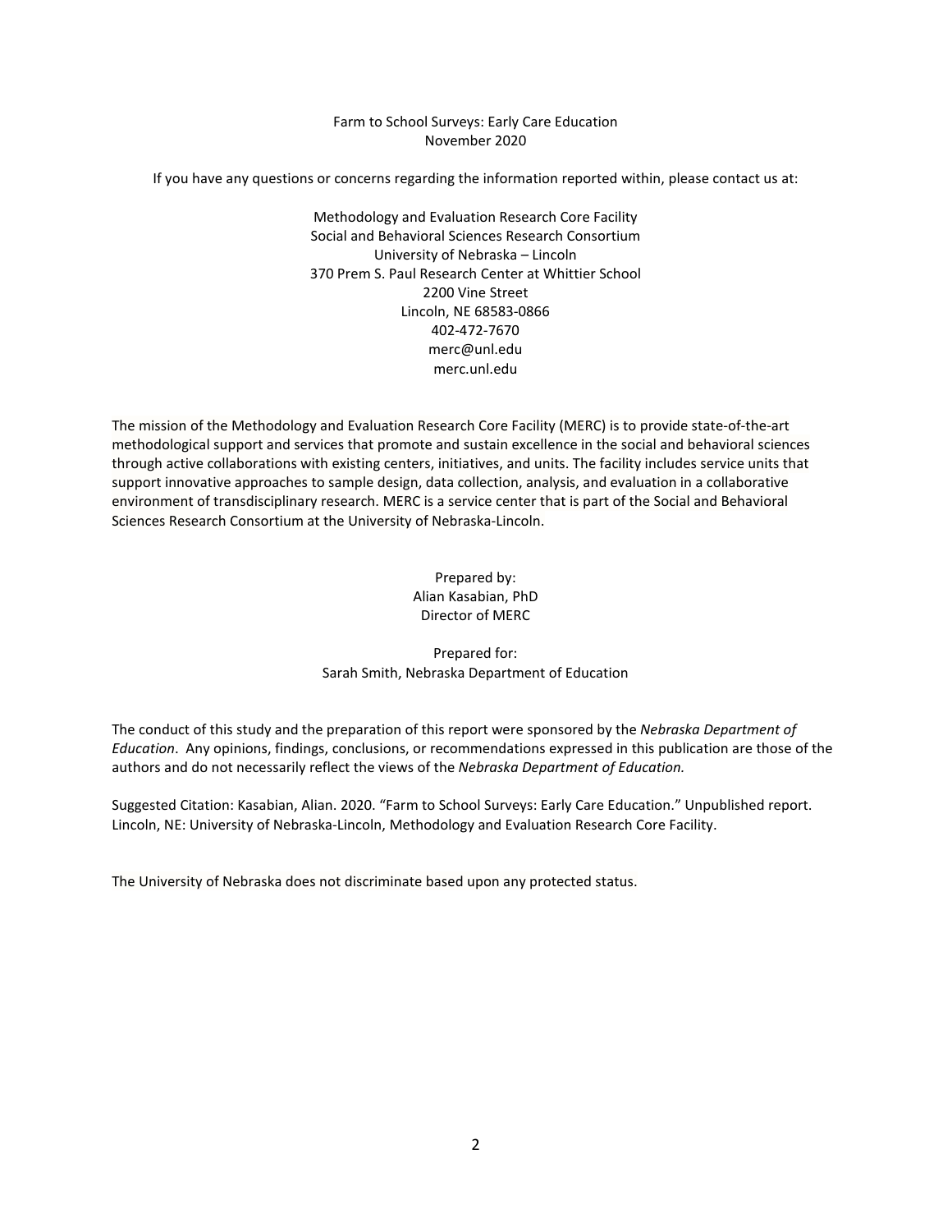Farm to School Surveys: Early Care Education
November 2020

If you have any questions or concerns regarding the information reported within, please contact us at:

Methodology and Evaluation Research Core Facility
Social and Behavioral Sciences Research Consortium
University of Nebraska – Lincoln
370 Prem S. Paul Research Center at Whittier School
2200 Vine Street
Lincoln, NE 68583-0866
402-472-7670
merc@unl.edu
merc.unl.edu

The mission of the Methodology and Evaluation Research Core Facility (MERC) is to provide state-of-the-art methodological support and services that promote and sustain excellence in the social and behavioral sciences through active collaborations with existing centers, initiatives, and units. The facility includes service units that support innovative approaches to sample design, data collection, analysis, and evaluation in a collaborative environment of transdisciplinary research. MERC is a service center that is part of the Social and Behavioral Sciences Research Consortium at the University of Nebraska-Lincoln.

Prepared by:
Alian Kasabian, PhD
Director of MERC

Prepared for:
Sarah Smith, Nebraska Department of Education

The conduct of this study and the preparation of this report were sponsored by the *Nebraska Department of Education*. Any opinions, findings, conclusions, or recommendations expressed in this publication are those of the authors and do not necessarily reflect the views of the *Nebraska Department of Education.*

Suggested Citation: Kasabian, Alian. 2020. "Farm to School Surveys: Early Care Education." Unpublished report. Lincoln, NE: University of Nebraska-Lincoln, Methodology and Evaluation Research Core Facility.

The University of Nebraska does not discriminate based upon any protected status.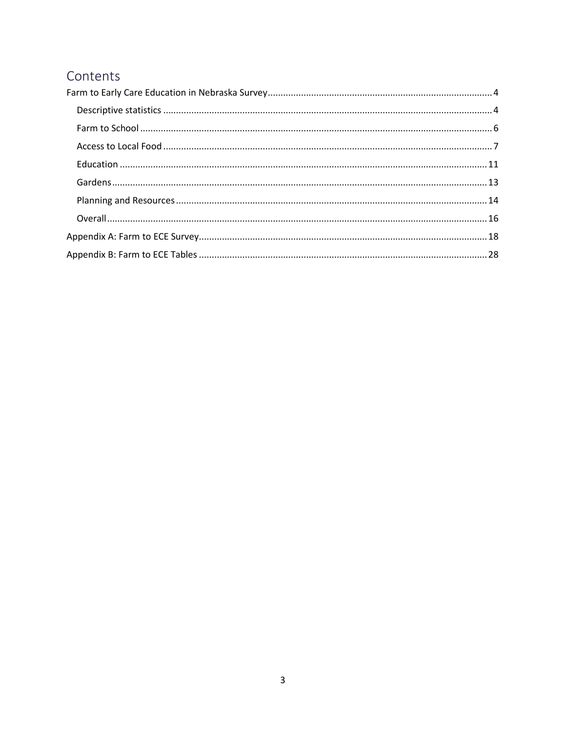# Contents

Farm to Early Care Education in Nebraska Survey ........................................................................................ 4

- Descriptive statistics ................................................................................................................................ 4
- Farm to School ......................................................................................................................................... 6
- Access to Local Food ................................................................................................................................ 7
- Education .............................................................................................................................................. 11
- Gardens .................................................................................................................................................. 13
- Planning and Resources ......................................................................................................................... 14
- Overall .................................................................................................................................................... 16

Appendix A: Farm to ECE Survey ................................................................................................................. 18

Appendix B: Farm to ECE Tables ................................................................................................................. 28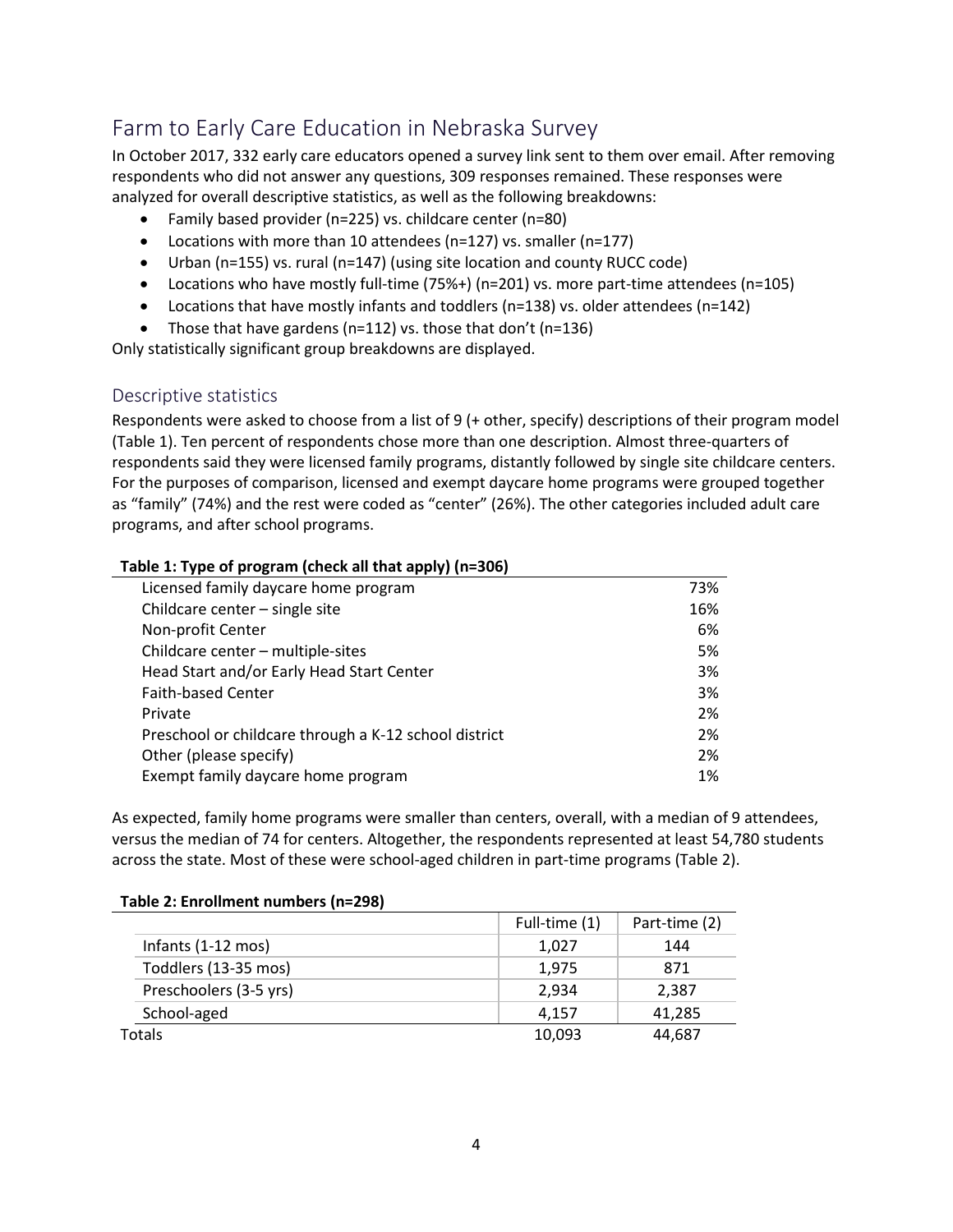# Farm to Early Care Education in Nebraska Survey

In October 2017, 332 early care educators opened a survey link sent to them over email. After removing respondents who did not answer any questions, 309 responses remained. These responses were analyzed for overall descriptive statistics, as well as the following breakdowns:

- Family based provider (n=225) vs. childcare center (n=80)
- Locations with more than 10 attendees (n=127) vs. smaller (n=177)
- Urban (n=155) vs. rural (n=147) (using site location and county RUCC code)
- Locations who have mostly full-time (75%+) (n=201) vs. more part-time attendees (n=105)
- Locations that have mostly infants and toddlers (n=138) vs. older attendees (n=142)
- Those that have gardens (n=112) vs. those that don't (n=136)

Only statistically significant group breakdowns are displayed.

## Descriptive statistics

Respondents were asked to choose from a list of 9 (+ other, specify) descriptions of their program model (Table 1). Ten percent of respondents chose more than one description. Almost three-quarters of respondents said they were licensed family programs, distantly followed by single site childcare centers. For the purposes of comparison, licensed and exempt daycare home programs were grouped together as "family" (74%) and the rest were coded as "center" (26%). The other categories included adult care programs, and after school programs.

**Table 1: Type of program (check all that apply) (n=306)**

| Type of program | % |
|---|---|
| Licensed family daycare home program | 73% |
| Childcare center – single site | 16% |
| Non-profit Center | 6% |
| Childcare center – multiple-sites | 5% |
| Head Start and/or Early Head Start Center | 3% |
| Faith-based Center | 3% |
| Private | 2% |
| Preschool or childcare through a K-12 school district | 2% |
| Other (please specify) | 2% |
| Exempt family daycare home program | 1% |

As expected, family home programs were smaller than centers, overall, with a median of 9 attendees, versus the median of 74 for centers. Altogether, the respondents represented at least 54,780 students across the state. Most of these were school-aged children in part-time programs (Table 2).

**Table 2: Enrollment numbers (n=298)**

| | Full-time (1) | Part-time (2) |
|---|---|---|
| Infants (1-12 mos) | 1,027 | 144 |
| Toddlers (13-35 mos) | 1,975 | 871 |
| Preschoolers (3-5 yrs) | 2,934 | 2,387 |
| School-aged | 4,157 | 41,285 |
| Totals | 10,093 | 44,687 |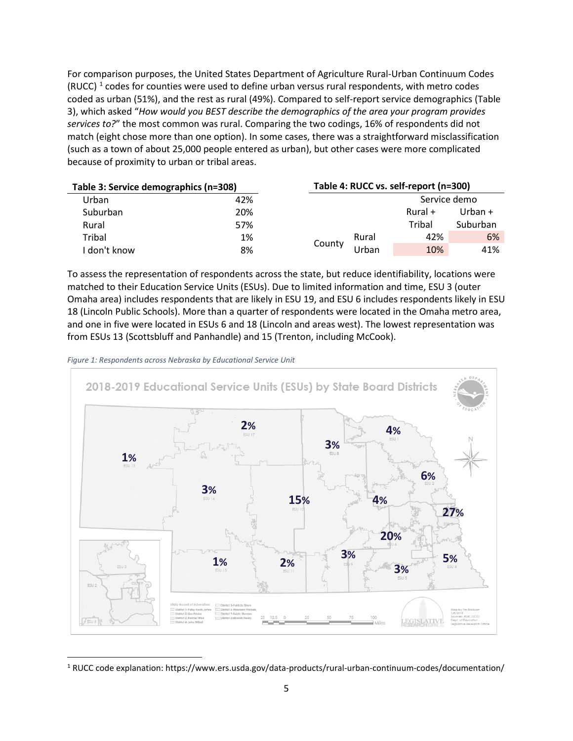For comparison purposes, the United States Department of Agriculture Rural-Urban Continuum Codes (RUCC) [1] codes for counties were used to define urban versus rural respondents, with metro codes coded as urban (51%), and the rest as rural (49%). Compared to self-report service demographics (Table 3), which asked "*How would you BEST describe the demographics of the area your program provides services to?*" the most common was rural. Comparing the two codings, 16% of respondents did not match (eight chose more than one option). In some cases, there was a straightforward misclassification (such as a town of about 25,000 people entered as urban), but other cases were more complicated because of proximity to urban or tribal areas.

**Table 3: Service demographics (n=308)**

| | |
|---|---|
| Urban | 42% |
| Suburban | 20% |
| Rural | 57% |
| Tribal | 1% |
| I don't know | 8% |

**Table 4: RUCC vs. self-report (n=300)**

| | | Service demo | |
|---|---|---|---|
| | | Rural + Tribal | Urban + Suburban |
| County | Rural | 42% | 6% |
| | Urban | 10% | 41% |

To assess the representation of respondents across the state, but reduce identifiability, locations were matched to their Education Service Units (ESUs). Due to limited information and time, ESU 3 (outer Omaha area) includes respondents that are likely in ESU 19, and ESU 6 includes respondents likely in ESU 18 (Lincoln Public Schools). More than a quarter of respondents were located in the Omaha metro area, and one in five were located in ESUs 6 and 18 (Lincoln and areas west). The lowest representation was from ESUs 13 (Scottsbluff and Panhandle) and 15 (Trenton, including McCook).

*Figure 1: Respondents across Nebraska by Educational Service Unit*

---

[1] RUCC code explanation: https://www.ers.usda.gov/data-products/rural-urban-continuum-codes/documentation/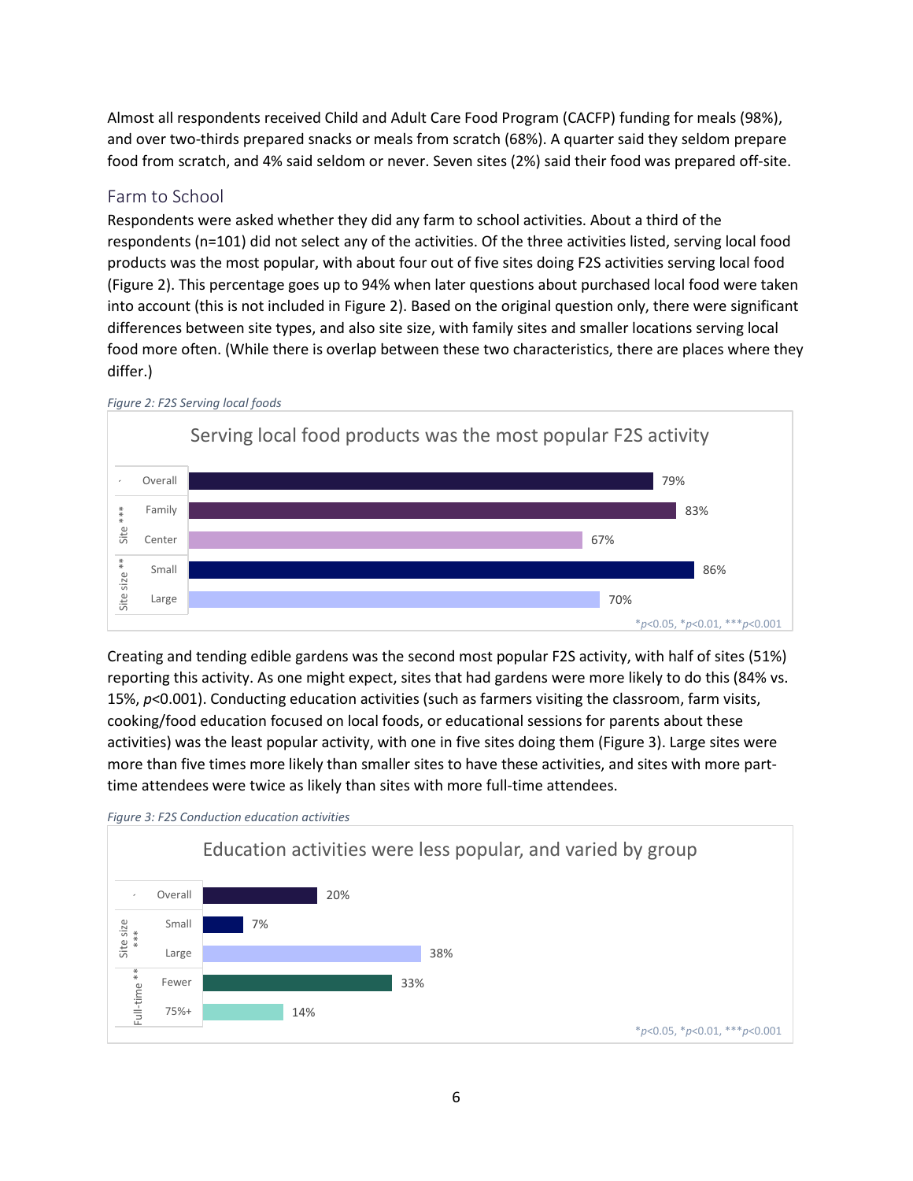Almost all respondents received Child and Adult Care Food Program (CACFP) funding for meals (98%), and over two-thirds prepared snacks or meals from scratch (68%). A quarter said they seldom prepare food from scratch, and 4% said seldom or never. Seven sites (2%) said their food was prepared off-site.

## Farm to School

Respondents were asked whether they did any farm to school activities. About a third of the respondents (n=101) did not select any of the activities. Of the three activities listed, serving local food products was the most popular, with about four out of five sites doing F2S activities serving local food (Figure 2). This percentage goes up to 94% when later questions about purchased local food were taken into account (this is not included in Figure 2). Based on the original question only, there were significant differences between site types, and also site size, with family sites and smaller locations serving local food more often. (While there is overlap between these two characteristics, there are places where they differ.)

*Figure 2: F2S Serving local foods*

**Serving local food products was the most popular F2S activity**

| Group | Category | Percent |
|---|---|---|
| | Overall | 79% |
| Site *** | Family | 83% |
| | Center | 67% |
| Site size ** | Small | 86% |
| | Large | 70% |

*$p<0.05$, *$p<0.01$, ***$p<0.001$

Creating and tending edible gardens was the second most popular F2S activity, with half of sites (51%) reporting this activity. As one might expect, sites that had gardens were more likely to do this (84% vs. 15%, $p<0.001$). Conducting education activities (such as farmers visiting the classroom, farm visits, cooking/food education focused on local foods, or educational sessions for parents about these activities) was the least popular activity, with one in five sites doing them (Figure 3). Large sites were more than five times more likely than smaller sites to have these activities, and sites with more part-time attendees were twice as likely than sites with more full-time attendees.

*Figure 3: F2S Conduction education activities*

**Education activities were less popular, and varied by group**

| Group | Category | Percent |
|---|---|---|
| | Overall | 20% |
| Site size *** | Small | 7% |
| | Large | 38% |
| Full-time ** | Fewer | 33% |
| | 75%+ | 14% |

*$p<0.05$, *$p<0.01$, ***$p<0.001$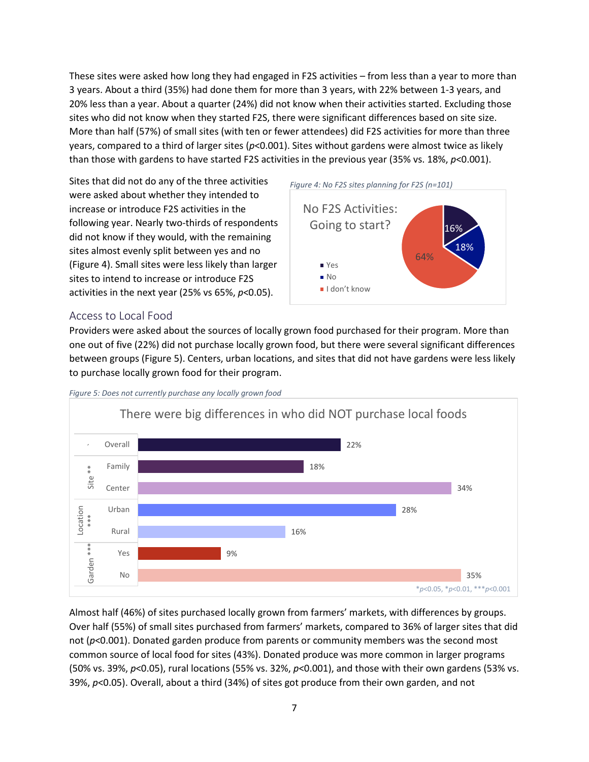These sites were asked how long they had engaged in F2S activities – from less than a year to more than 3 years. About a third (35%) had done them for more than 3 years, with 22% between 1-3 years, and 20% less than a year. About a quarter (24%) did not know when their activities started. Excluding those sites who did not know when they started F2S, there were significant differences based on site size. More than half (57%) of small sites (with ten or fewer attendees) did F2S activities for more than three years, compared to a third of larger sites ($p$<0.001). Sites without gardens were almost twice as likely than those with gardens to have started F2S activities in the previous year (35% vs. 18%, $p$<0.001).

Sites that did not do any of the three activities were asked about whether they intended to increase or introduce F2S activities in the following year. Nearly two-thirds of respondents did not know if they would, with the remaining sites almost evenly split between yes and no (Figure 4). Small sites were less likely than larger sites to intend to increase or introduce F2S activities in the next year (25% vs 65%, $p$<0.05).

*Figure 4: No F2S sites planning for F2S (n=101)*

No F2S Activities: Going to start?

| Response | Percent |
|---|---|
| Yes | 16% |
| No | 18% |
| I don't know | 64% |

## Access to Local Food

Providers were asked about the sources of locally grown food purchased for their program. More than one out of five (22%) did not purchase locally grown food, but there were several significant differences between groups (Figure 5). Centers, urban locations, and sites that did not have gardens were less likely to purchase locally grown food for their program.

*Figure 5: Does not currently purchase any locally grown food*

There were big differences in who did NOT purchase local foods

| Group | Category | Percent |
|---|---|---|
| | Overall | 22% |
| Site ** | Family | 18% |
| | Center | 34% |
| Location *** | Urban | 28% |
| | Rural | 16% |
| Garden *** | Yes | 9% |
| | No | 35% |

*$p$<0.05, *$p$<0.01, ***$p$<0.001

Almost half (46%) of sites purchased locally grown from farmers' markets, with differences by groups. Over half (55%) of small sites purchased from farmers' markets, compared to 36% of larger sites that did not ($p$<0.001). Donated garden produce from parents or community members was the second most common source of local food for sites (43%). Donated produce was more common in larger programs (50% vs. 39%, $p$<0.05), rural locations (55% vs. 32%, $p$<0.001), and those with their own gardens (53% vs. 39%, $p$<0.05). Overall, about a third (34%) of sites got produce from their own garden, and not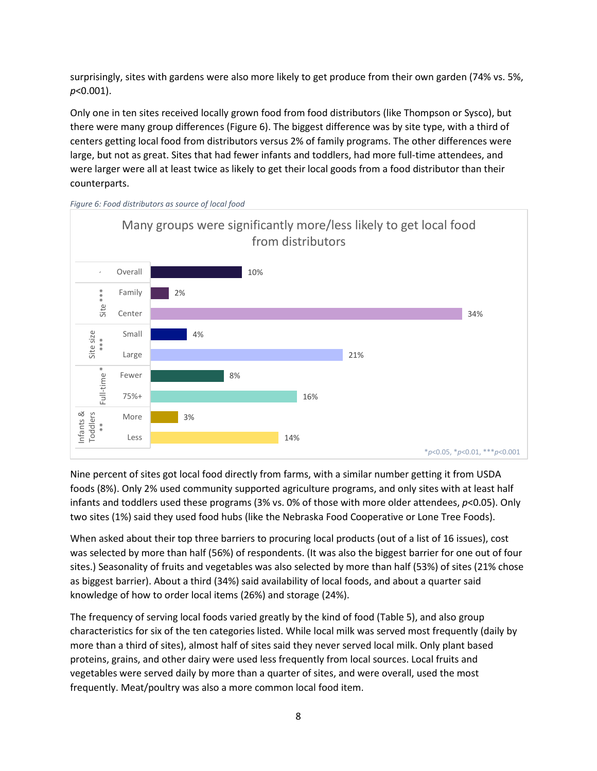surprisingly, sites with gardens were also more likely to get produce from their own garden (74% vs. 5%, $p<0.001$).

Only one in ten sites received locally grown food from food distributors (like Thompson or Sysco), but there were many group differences (Figure 6). The biggest difference was by site type, with a third of centers getting local food from distributors versus 2% of family programs. The other differences were large, but not as great. Sites that had fewer infants and toddlers, had more full-time attendees, and were larger were all at least twice as likely to get their local goods from a food distributor than their counterparts.

*Figure 6: Food distributors as source of local food*

**Many groups were significantly more/less likely to get local food from distributors**

| Group | Category | Percent |
|---|---|---|
| | Overall | 10% |
| Site *** | Family | 2% |
| | Center | 34% |
| Site size *** | Small | 4% |
| | Large | 21% |
| Full-time * | Fewer | 8% |
| | 75%+ | 16% |
| Infants & Toddlers ** | More | 3% |
| | Less | 14% |

*p<0.05, *p<0.01, ***p<0.001

Nine percent of sites got local food directly from farms, with a similar number getting it from USDA foods (8%). Only 2% used community supported agriculture programs, and only sites with at least half infants and toddlers used these programs (3% vs. 0% of those with more older attendees, $p<0.05$). Only two sites (1%) said they used food hubs (like the Nebraska Food Cooperative or Lone Tree Foods).

When asked about their top three barriers to procuring local products (out of a list of 16 issues), cost was selected by more than half (56%) of respondents. (It was also the biggest barrier for one out of four sites.) Seasonality of fruits and vegetables was also selected by more than half (53%) of sites (21% chose as biggest barrier). About a third (34%) said availability of local foods, and about a quarter said knowledge of how to order local items (26%) and storage (24%).

The frequency of serving local foods varied greatly by the kind of food (Table 5), and also group characteristics for six of the ten categories listed. While local milk was served most frequently (daily by more than a third of sites), almost half of sites said they never served local milk. Only plant based proteins, grains, and other dairy were used less frequently from local sources. Local fruits and vegetables were served daily by more than a quarter of sites, and were overall, used the most frequently. Meat/poultry was also a more common local food item.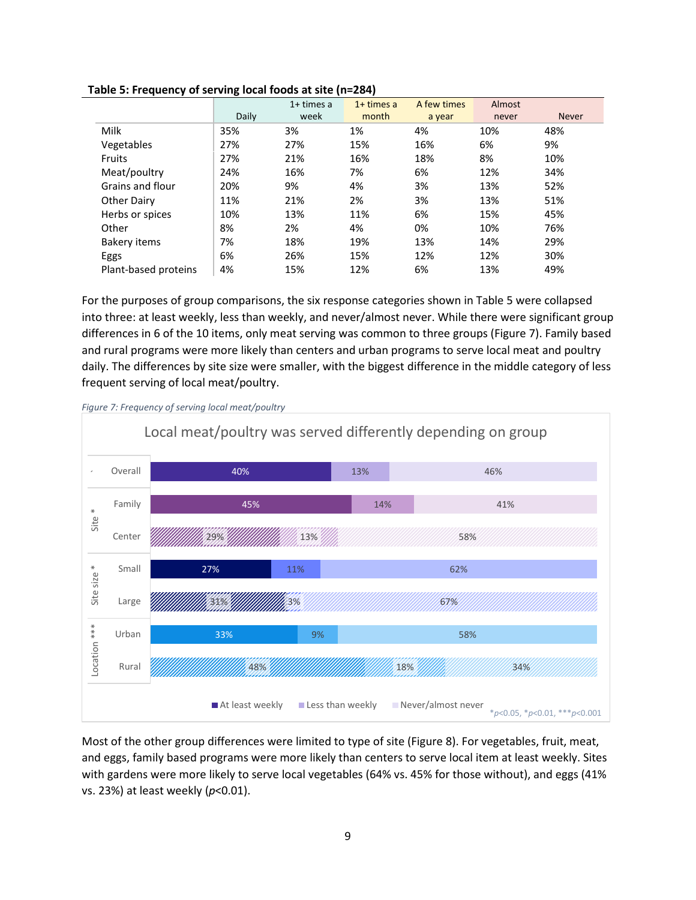**Table 5: Frequency of serving local foods at site (n=284)**

| | Daily | 1+ times a week | 1+ times a month | A few times a year | Almost never | Never |
|---|---|---|---|---|---|---|
| Milk | 35% | 3% | 1% | 4% | 10% | 48% |
| Vegetables | 27% | 27% | 15% | 16% | 6% | 9% |
| Fruits | 27% | 21% | 16% | 18% | 8% | 10% |
| Meat/poultry | 24% | 16% | 7% | 6% | 12% | 34% |
| Grains and flour | 20% | 9% | 4% | 3% | 13% | 52% |
| Other Dairy | 11% | 21% | 2% | 3% | 13% | 51% |
| Herbs or spices | 10% | 13% | 11% | 6% | 15% | 45% |
| Other | 8% | 2% | 4% | 0% | 10% | 76% |
| Bakery items | 7% | 18% | 19% | 13% | 14% | 29% |
| Eggs | 6% | 26% | 15% | 12% | 12% | 30% |
| Plant-based proteins | 4% | 15% | 12% | 6% | 13% | 49% |

For the purposes of group comparisons, the six response categories shown in Table 5 were collapsed into three: at least weekly, less than weekly, and never/almost never. While there were significant group differences in 6 of the 10 items, only meat serving was common to three groups (Figure 7). Family based and rural programs were more likely than centers and urban programs to serve local meat and poultry daily. The differences by site size were smaller, with the biggest difference in the middle category of less frequent serving of local meat/poultry.

*Figure 7: Frequency of serving local meat/poultry*

Local meat/poultry was served differently depending on group

| | | At least weekly | Less than weekly | Never/almost never |
|---|---|---|---|---|
| | Overall | 40% | 13% | 46% |
| Site * | Family | 45% | 14% | 41% |
| | Center | 29% | 13% | 58% |
| Site size * | Small | 27% | 11% | 62% |
| | Large | 31% | 3% | 67% |
| Location *** | Urban | 33% | 9% | 58% |
| | Rural | 48% | 18% | 34% |

*$p<0.05$, *$p<0.01$, ***$p<0.001$

Most of the other group differences were limited to type of site (Figure 8). For vegetables, fruit, meat, and eggs, family based programs were more likely than centers to serve local item at least weekly. Sites with gardens were more likely to serve local vegetables (64% vs. 45% for those without), and eggs (41% vs. 23%) at least weekly ($p<0.01$).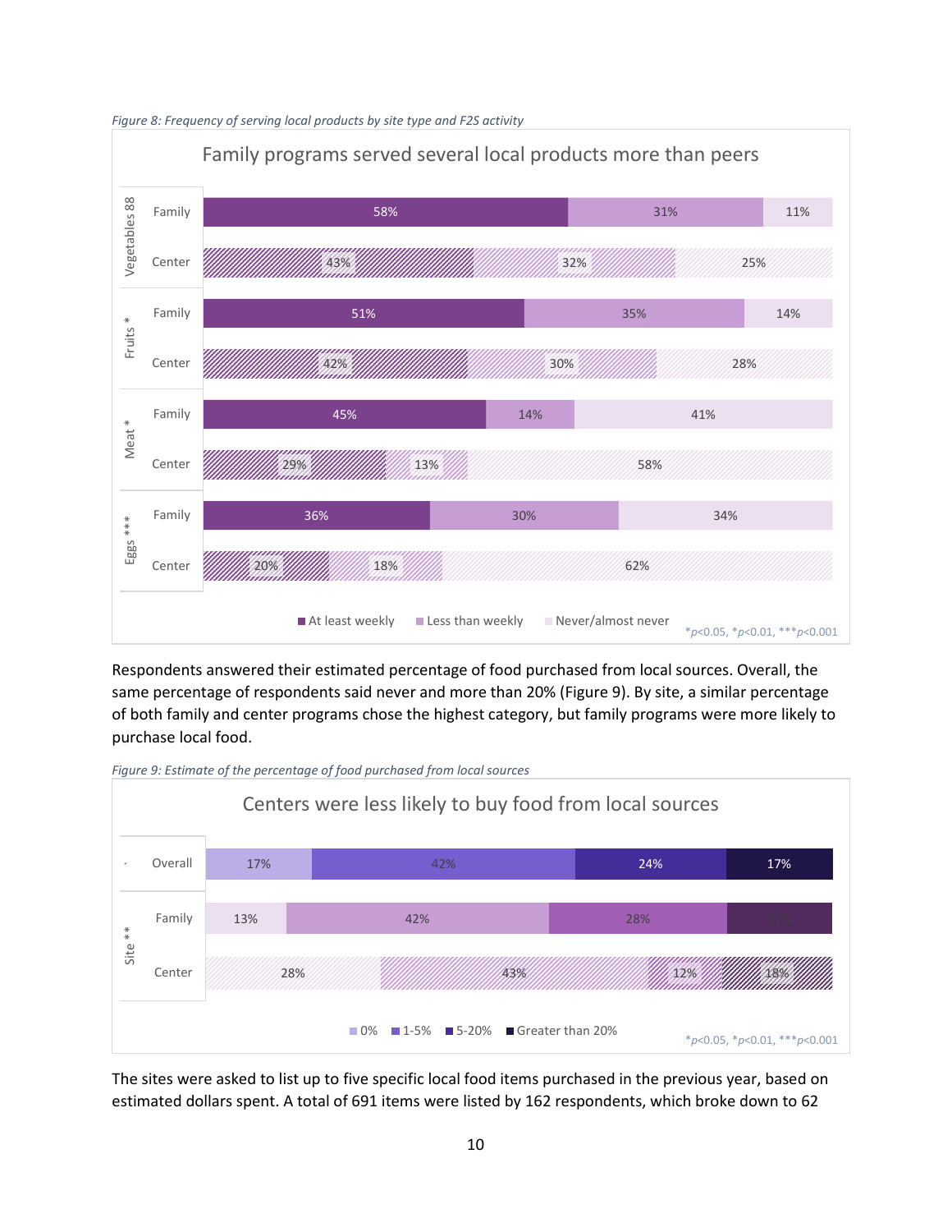*Figure 8: Frequency of serving local products by site type and F2S activity*

**Family programs served several local products more than peers**

| Product | Site | At least weekly | Less than weekly | Never/almost never |
|---|---|---|---|---|
| Vegetables 88 | Family | 58% | 31% | 11% |
| | Center | 43% | 32% | 25% |
| Fruits * | Family | 51% | 35% | 14% |
| | Center | 42% | 30% | 28% |
| Meat * | Family | 45% | 14% | 41% |
| | Center | 29% | 13% | 58% |
| Eggs *** | Family | 36% | 30% | 34% |
| | Center | 20% | 18% | 62% |

*$p<0.05$, *$p<0.01$, ***$p<0.001$

Respondents answered their estimated percentage of food purchased from local sources. Overall, the same percentage of respondents said never and more than 20% (Figure 9). By site, a similar percentage of both family and center programs chose the highest category, but family programs were more likely to purchase local food.

*Figure 9: Estimate of the percentage of food purchased from local sources*

**Centers were less likely to buy food from local sources**

| | | 0% | 1-5% | 5-20% | Greater than 20% |
|---|---|---|---|---|---|
| | Overall | 17% | 42% | 24% | 17% |
| Site ** | Family | 13% | 42% | 28% | 17% |
| | Center | 28% | 43% | 12% | 18% |

*$p<0.05$, *$p<0.01$, ***$p<0.001$

The sites were asked to list up to five specific local food items purchased in the previous year, based on estimated dollars spent. A total of 691 items were listed by 162 respondents, which broke down to 62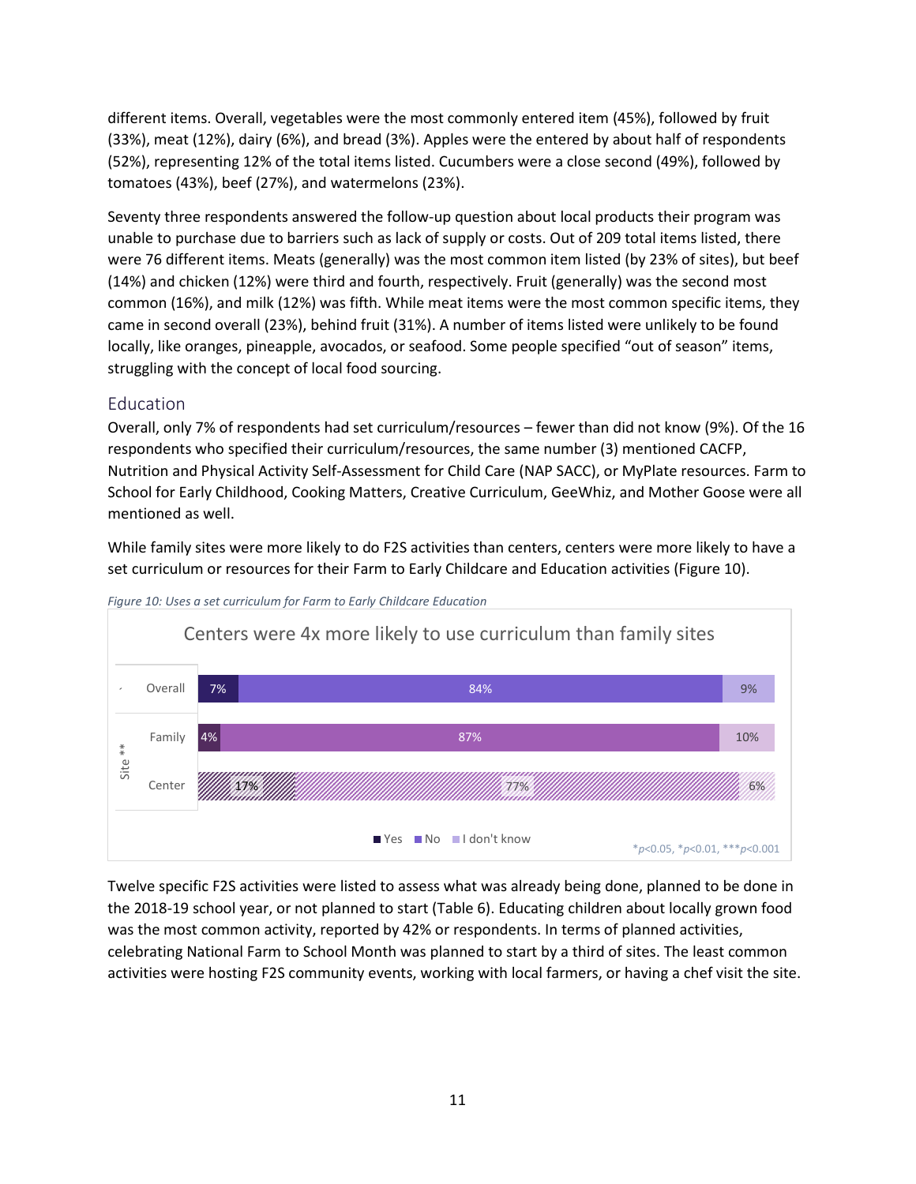different items. Overall, vegetables were the most commonly entered item (45%), followed by fruit (33%), meat (12%), dairy (6%), and bread (3%). Apples were the entered by about half of respondents (52%), representing 12% of the total items listed. Cucumbers were a close second (49%), followed by tomatoes (43%), beef (27%), and watermelons (23%).

Seventy three respondents answered the follow-up question about local products their program was unable to purchase due to barriers such as lack of supply or costs. Out of 209 total items listed, there were 76 different items. Meats (generally) was the most common item listed (by 23% of sites), but beef (14%) and chicken (12%) were third and fourth, respectively. Fruit (generally) was the second most common (16%), and milk (12%) was fifth. While meat items were the most common specific items, they came in second overall (23%), behind fruit (31%). A number of items listed were unlikely to be found locally, like oranges, pineapple, avocados, or seafood. Some people specified "out of season" items, struggling with the concept of local food sourcing.

## Education

Overall, only 7% of respondents had set curriculum/resources – fewer than did not know (9%). Of the 16 respondents who specified their curriculum/resources, the same number (3) mentioned CACFP, Nutrition and Physical Activity Self-Assessment for Child Care (NAP SACC), or MyPlate resources. Farm to School for Early Childhood, Cooking Matters, Creative Curriculum, GeeWhiz, and Mother Goose were all mentioned as well.

While family sites were more likely to do F2S activities than centers, centers were more likely to have a set curriculum or resources for their Farm to Early Childcare and Education activities (Figure 10).

*Figure 10: Uses a set curriculum for Farm to Early Childcare Education*

Centers were 4x more likely to use curriculum than family sites

| | | Yes | No | I don't know |
|---|---|---|---|---|
| | Overall | 7% | 84% | 9% |
| Site ** | Family | 4% | 87% | 10% |
| | Center | 17% | 77% | 6% |

*p<0.05, *p<0.01, ***p<0.001

Twelve specific F2S activities were listed to assess what was already being done, planned to be done in the 2018-19 school year, or not planned to start (Table 6). Educating children about locally grown food was the most common activity, reported by 42% or respondents. In terms of planned activities, celebrating National Farm to School Month was planned to start by a third of sites. The least common activities were hosting F2S community events, working with local farmers, or having a chef visit the site.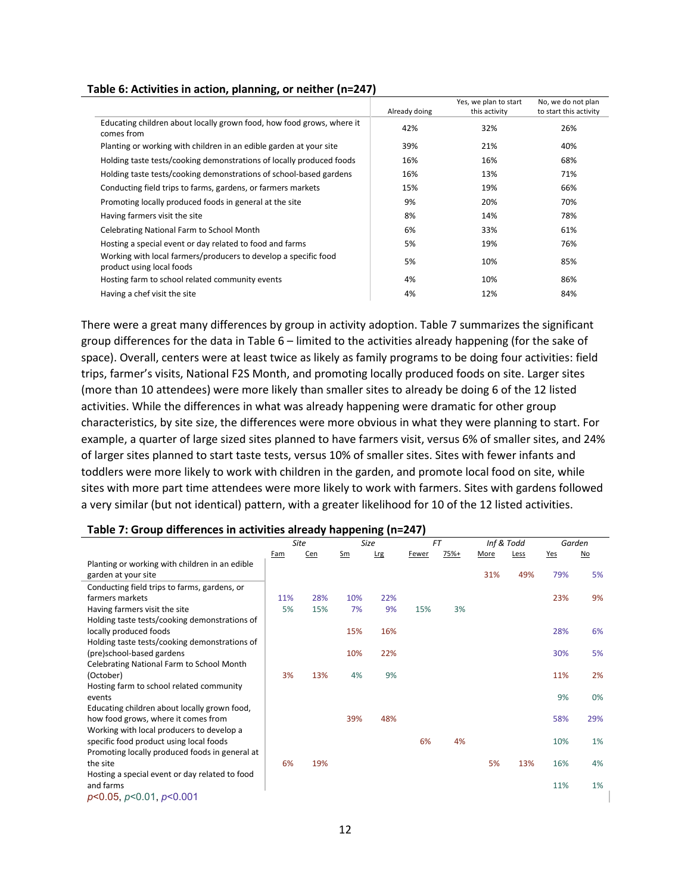**Table 6: Activities in action, planning, or neither (n=247)**

| | Already doing | Yes, we plan to start this activity | No, we do not plan to start this activity |
|---|---|---|---|
| Educating children about locally grown food, how food grows, where it comes from | 42% | 32% | 26% |
| Planting or working with children in an edible garden at your site | 39% | 21% | 40% |
| Holding taste tests/cooking demonstrations of locally produced foods | 16% | 16% | 68% |
| Holding taste tests/cooking demonstrations of school-based gardens | 16% | 13% | 71% |
| Conducting field trips to farms, gardens, or farmers markets | 15% | 19% | 66% |
| Promoting locally produced foods in general at the site | 9% | 20% | 70% |
| Having farmers visit the site | 8% | 14% | 78% |
| Celebrating National Farm to School Month | 6% | 33% | 61% |
| Hosting a special event or day related to food and farms | 5% | 19% | 76% |
| Working with local farmers/producers to develop a specific food product using local foods | 5% | 10% | 85% |
| Hosting farm to school related community events | 4% | 10% | 86% |
| Having a chef visit the site | 4% | 12% | 84% |

There were a great many differences by group in activity adoption. Table 7 summarizes the significant group differences for the data in Table 6 – limited to the activities already happening (for the sake of space). Overall, centers were at least twice as likely as family programs to be doing four activities: field trips, farmer's visits, National F2S Month, and promoting locally produced foods on site. Larger sites (more than 10 attendees) were more likely than smaller sites to already be doing 6 of the 12 listed activities. While the differences in what was already happening were dramatic for other group characteristics, by site size, the differences were more obvious in what they were planning to start. For example, a quarter of large sized sites planned to have farmers visit, versus 6% of smaller sites, and 24% of larger sites planned to start taste tests, versus 10% of smaller sites. Sites with fewer infants and toddlers were more likely to work with children in the garden, and promote local food on site, while sites with more part time attendees were more likely to work with farmers. Sites with gardens followed a very similar (but not identical) pattern, with a greater likelihood for 10 of the 12 listed activities.

**Table 7: Group differences in activities already happening (n=247)**

| | *Site* | | *Size* | | *FT* | | *Inf & Todd* | | *Garden* | |
|---|---|---|---|---|---|---|---|---|---|---|
| | Fam | Cen | Sm | Lrg | Fewer | 75%+ | More | Less | Yes | No |
| Planting or working with children in an edible garden at your site | | | | | | | 31% | 49% | 79% | 5% |
| Conducting field trips to farms, gardens, or farmers markets | 11% | 28% | 10% | 22% | | | | | 23% | 9% |
| Having farmers visit the site | 5% | 15% | 7% | 9% | 15% | 3% | | | | |
| Holding taste tests/cooking demonstrations of locally produced foods | | | 15% | 16% | | | | | 28% | 6% |
| Holding taste tests/cooking demonstrations of (pre)school-based gardens | | | 10% | 22% | | | | | 30% | 5% |
| Celebrating National Farm to School Month (October) | 3% | 13% | 4% | 9% | | | | | 11% | 2% |
| Hosting farm to school related community events | | | | | | | | | 9% | 0% |
| Educating children about locally grown food, how food grows, where it comes from | | | 39% | 48% | | | | | 58% | 29% |
| Working with local producers to develop a specific food product using local foods | | | | | 6% | 4% | | | 10% | 1% |
| Promoting locally produced foods in general at the site | 6% | 19% | | | | | 5% | 13% | 16% | 4% |
| Hosting a special event or day related to food and farms | | | | | | | | | 11% | 1% |

$p<0.05$, $p<0.01$, $p<0.001$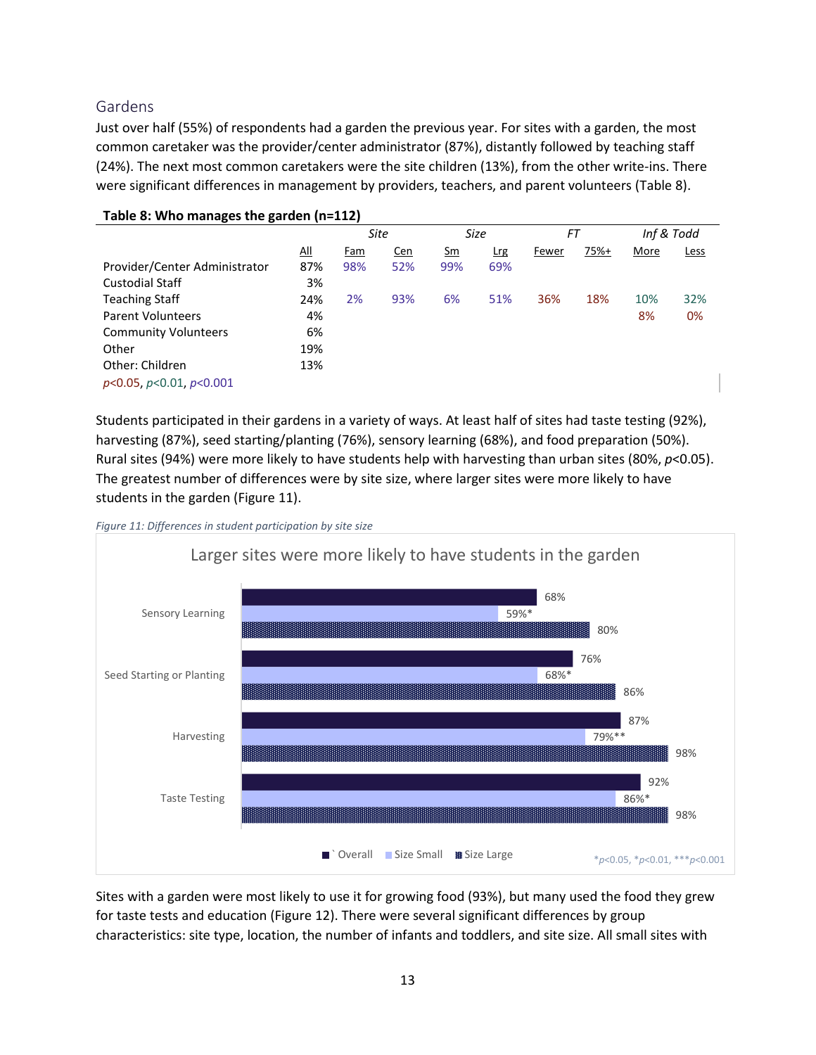## Gardens

Just over half (55%) of respondents had a garden the previous year. For sites with a garden, the most common caretaker was the provider/center administrator (87%), distantly followed by teaching staff (24%). The next most common caretakers were the site children (13%), from the other write-ins. There were significant differences in management by providers, teachers, and parent volunteers (Table 8).

**Table 8: Who manages the garden (n=112)**

| | | Site | | Size | | FT | | Inf & Todd | |
|---|---|---|---|---|---|---|---|---|---|
| | All | Fam | Cen | Sm | Lrg | Fewer | 75%+ | More | Less |
| Provider/Center Administrator | 87% | 98% | 52% | 99% | 69% | | | | |
| Custodial Staff | 3% | | | | | | | | |
| Teaching Staff | 24% | 2% | 93% | 6% | 51% | 36% | 18% | 10% | 32% |
| Parent Volunteers | 4% | | | | | | | 8% | 0% |
| Community Volunteers | 6% | | | | | | | | |
| Other | 19% | | | | | | | | |
| Other: Children | 13% | | | | | | | | |

$p<0.05$, $p<0.01$, $p<0.001$

Students participated in their gardens in a variety of ways. At least half of sites had taste testing (92%), harvesting (87%), seed starting/planting (76%), sensory learning (68%), and food preparation (50%). Rural sites (94%) were more likely to have students help with harvesting than urban sites (80%, $p<0.05$). The greatest number of differences were by site size, where larger sites were more likely to have students in the garden (Figure 11).

*Figure 11: Differences in student participation by site size*

Larger sites were more likely to have students in the garden

| | Overall | Size Small | Size Large |
|---|---|---|---|
| Sensory Learning | 68% | 59%* | 80% |
| Seed Starting or Planting | 76% | 68%* | 86% |
| Harvesting | 87% | 79%** | 98% |
| Taste Testing | 92% | 86%* | 98% |

*$p<0.05$, *$p<0.01$, ***$p<0.001$

Sites with a garden were most likely to use it for growing food (93%), but many used the food they grew for taste tests and education (Figure 12). There were several significant differences by group characteristics: site type, location, the number of infants and toddlers, and site size. All small sites with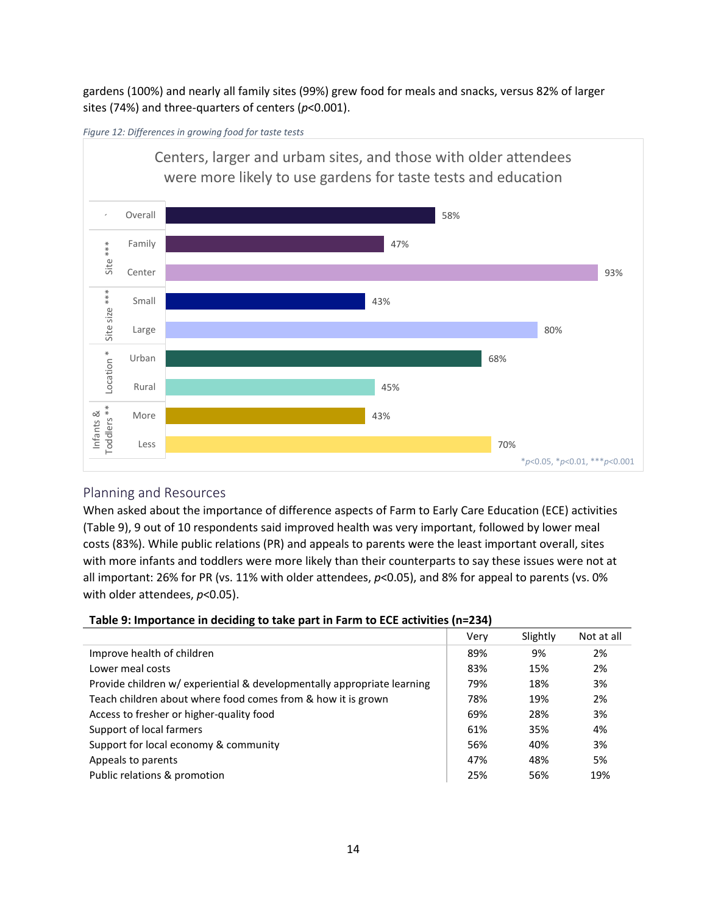gardens (100%) and nearly all family sites (99%) grew food for meals and snacks, versus 82% of larger sites (74%) and three-quarters of centers ($p$<0.001).

*Figure 12: Differences in growing food for taste tests*

Centers, larger and urbam sites, and those with older attendees were more likely to use gardens for taste tests and education

| Group | Category | Percent |
|---|---|---|
| | Overall | 58% |
| Site *** | Family | 47% |
| | Center | 93% |
| Site size *** | Small | 43% |
| | Large | 80% |
| Location * | Urban | 68% |
| | Rural | 45% |
| Infants & Toddlers ** | More | 43% |
| | Less | 70% |

*$p$<0.05, *$p$<0.01, ***$p$<0.001

## Planning and Resources

When asked about the importance of difference aspects of Farm to Early Care Education (ECE) activities (Table 9), 9 out of 10 respondents said improved health was very important, followed by lower meal costs (83%). While public relations (PR) and appeals to parents were the least important overall, sites with more infants and toddlers were more likely than their counterparts to say these issues were not at all important: 26% for PR (vs. 11% with older attendees, $p$<0.05), and 8% for appeal to parents (vs. 0% with older attendees, $p$<0.05).

**Table 9: Importance in deciding to take part in Farm to ECE activities (n=234)**

| | Very | Slightly | Not at all |
|---|---|---|---|
| Improve health of children | 89% | 9% | 2% |
| Lower meal costs | 83% | 15% | 2% |
| Provide children w/ experiential & developmentally appropriate learning | 79% | 18% | 3% |
| Teach children about where food comes from & how it is grown | 78% | 19% | 2% |
| Access to fresher or higher-quality food | 69% | 28% | 3% |
| Support of local farmers | 61% | 35% | 4% |
| Support for local economy & community | 56% | 40% | 3% |
| Appeals to parents | 47% | 48% | 5% |
| Public relations & promotion | 25% | 56% | 19% |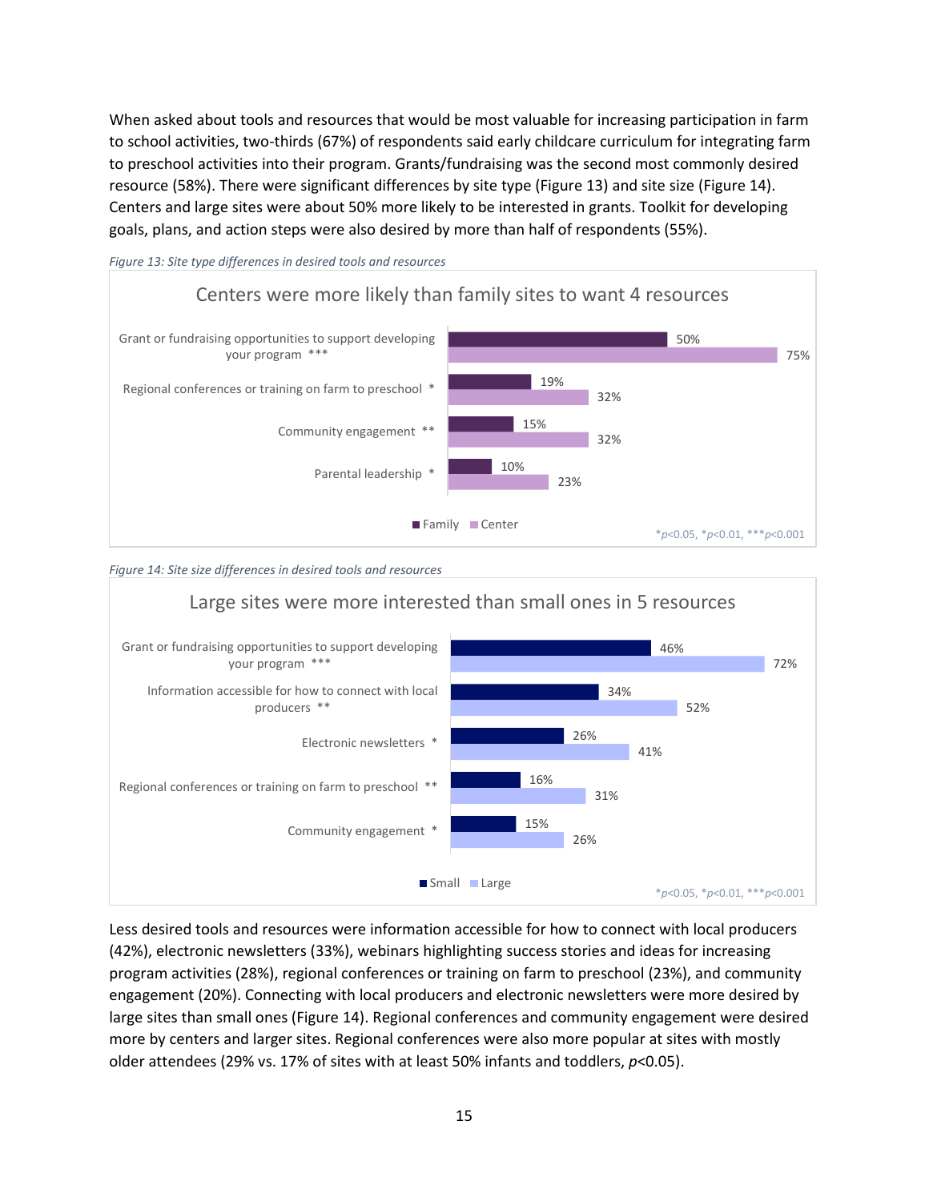When asked about tools and resources that would be most valuable for increasing participation in farm to school activities, two-thirds (67%) of respondents said early childcare curriculum for integrating farm to preschool activities into their program. Grants/fundraising was the second most commonly desired resource (58%). There were significant differences by site type (Figure 13) and site size (Figure 14). Centers and large sites were about 50% more likely to be interested in grants. Toolkit for developing goals, plans, and action steps were also desired by more than half of respondents (55%).

*Figure 13: Site type differences in desired tools and resources*

**Centers were more likely than family sites to want 4 resources**

| Resource | Family | Center |
|---|---|---|
| Grant or fundraising opportunities to support developing your program *** | 50% | 75% |
| Regional conferences or training on farm to preschool * | 19% | 32% |
| Community engagement ** | 15% | 32% |
| Parental leadership * | 10% | 23% |

*$p<0.05$, **$p<0.01$, ***$p<0.001$

*Figure 14: Site size differences in desired tools and resources*

**Large sites were more interested than small ones in 5 resources**

| Resource | Small | Large |
|---|---|---|
| Grant or fundraising opportunities to support developing your program *** | 46% | 72% |
| Information accessible for how to connect with local producers ** | 34% | 52% |
| Electronic newsletters * | 26% | 41% |
| Regional conferences or training on farm to preschool ** | 16% | 31% |
| Community engagement * | 15% | 26% |

*$p<0.05$, **$p<0.01$, ***$p<0.001$

Less desired tools and resources were information accessible for how to connect with local producers (42%), electronic newsletters (33%), webinars highlighting success stories and ideas for increasing program activities (28%), regional conferences or training on farm to preschool (23%), and community engagement (20%). Connecting with local producers and electronic newsletters were more desired by large sites than small ones (Figure 14). Regional conferences and community engagement were desired more by centers and larger sites. Regional conferences were also more popular at sites with mostly older attendees (29% vs. 17% of sites with at least 50% infants and toddlers, $p<0.05$).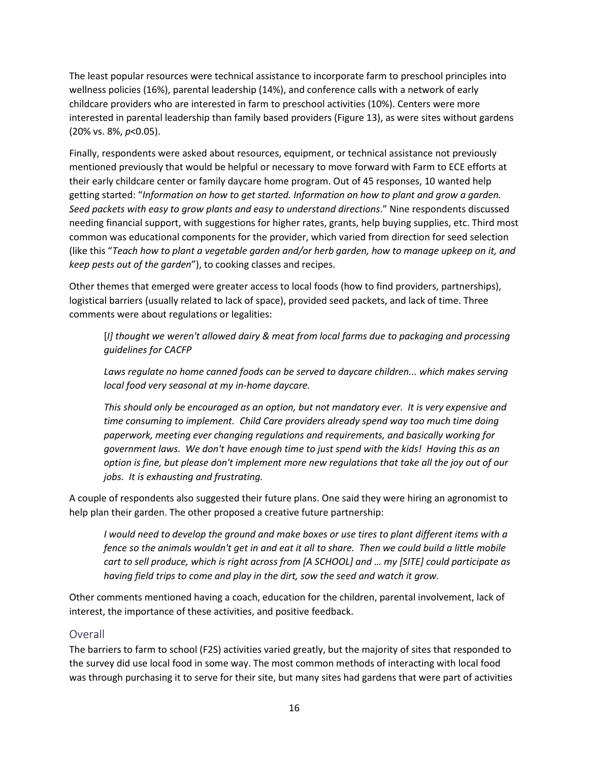The least popular resources were technical assistance to incorporate farm to preschool principles into wellness policies (16%), parental leadership (14%), and conference calls with a network of early childcare providers who are interested in farm to preschool activities (10%). Centers were more interested in parental leadership than family based providers (Figure 13), as were sites without gardens (20% vs. 8%, $p<0.05$).

Finally, respondents were asked about resources, equipment, or technical assistance not previously mentioned previously that would be helpful or necessary to move forward with Farm to ECE efforts at their early childcare center or family daycare home program. Out of 45 responses, 10 wanted help getting started: "*Information on how to get started. Information on how to plant and grow a garden. Seed packets with easy to grow plants and easy to understand directions*." Nine respondents discussed needing financial support, with suggestions for higher rates, grants, help buying supplies, etc. Third most common was educational components for the provider, which varied from direction for seed selection (like this "*Teach how to plant a vegetable garden and/or herb garden, how to manage upkeep on it, and keep pests out of the garden*"), to cooking classes and recipes.

Other themes that emerged were greater access to local foods (how to find providers, partnerships), logistical barriers (usually related to lack of space), provided seed packets, and lack of time. Three comments were about regulations or legalities:

> [*I] thought we weren't allowed dairy & meat from local farms due to packaging and processing guidelines for CACFP*
>
> *Laws regulate no home canned foods can be served to daycare children... which makes serving local food very seasonal at my in-home daycare.*
>
> *This should only be encouraged as an option, but not mandatory ever. It is very expensive and time consuming to implement. Child Care providers already spend way too much time doing paperwork, meeting ever changing regulations and requirements, and basically working for government laws. We don't have enough time to just spend with the kids! Having this as an option is fine, but please don't implement more new regulations that take all the joy out of our jobs. It is exhausting and frustrating.*

A couple of respondents also suggested their future plans. One said they were hiring an agronomist to help plan their garden. The other proposed a creative future partnership:

> *I would need to develop the ground and make boxes or use tires to plant different items with a fence so the animals wouldn't get in and eat it all to share. Then we could build a little mobile cart to sell produce, which is right across from [A SCHOOL] and … my [SITE] could participate as having field trips to come and play in the dirt, sow the seed and watch it grow.*

Other comments mentioned having a coach, education for the children, parental involvement, lack of interest, the importance of these activities, and positive feedback.

## Overall

The barriers to farm to school (F2S) activities varied greatly, but the majority of sites that responded to the survey did use local food in some way. The most common methods of interacting with local food was through purchasing it to serve for their site, but many sites had gardens that were part of activities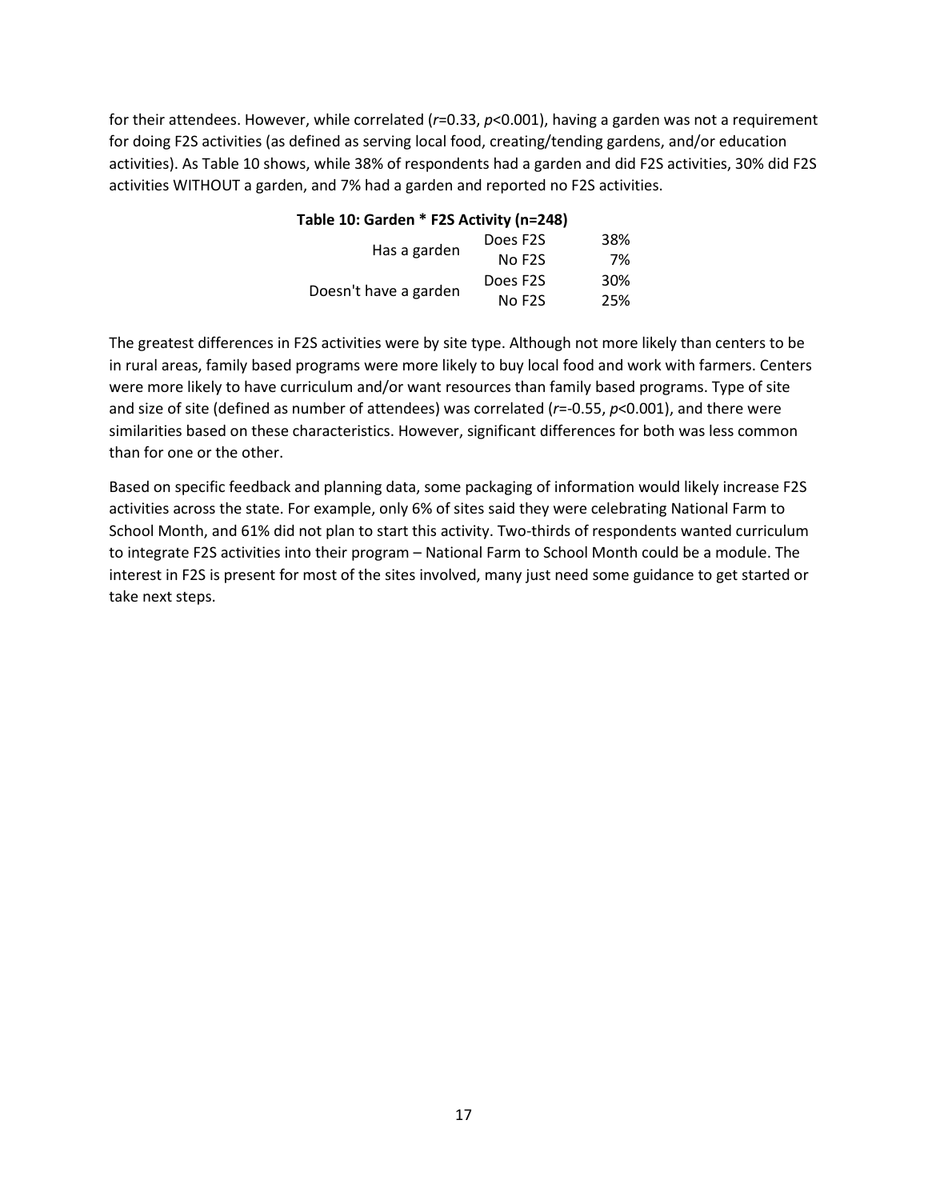for their attendees. However, while correlated ($r$=0.33, $p$<0.001), having a garden was not a requirement for doing F2S activities (as defined as serving local food, creating/tending gardens, and/or education activities). As Table 10 shows, while 38% of respondents had a garden and did F2S activities, 30% did F2S activities WITHOUT a garden, and 7% had a garden and reported no F2S activities.

**Table 10: Garden * F2S Activity (n=248)**

| | | |
|---|---|---|
| Has a garden | Does F2S | 38% |
| | No F2S | 7% |
| Doesn't have a garden | Does F2S | 30% |
| | No F2S | 25% |

The greatest differences in F2S activities were by site type. Although not more likely than centers to be in rural areas, family based programs were more likely to buy local food and work with farmers. Centers were more likely to have curriculum and/or want resources than family based programs. Type of site and size of site (defined as number of attendees) was correlated ($r$=-0.55, $p$<0.001), and there were similarities based on these characteristics. However, significant differences for both was less common than for one or the other.

Based on specific feedback and planning data, some packaging of information would likely increase F2S activities across the state. For example, only 6% of sites said they were celebrating National Farm to School Month, and 61% did not plan to start this activity. Two-thirds of respondents wanted curriculum to integrate F2S activities into their program – National Farm to School Month could be a module. The interest in F2S is present for most of the sites involved, many just need some guidance to get started or take next steps.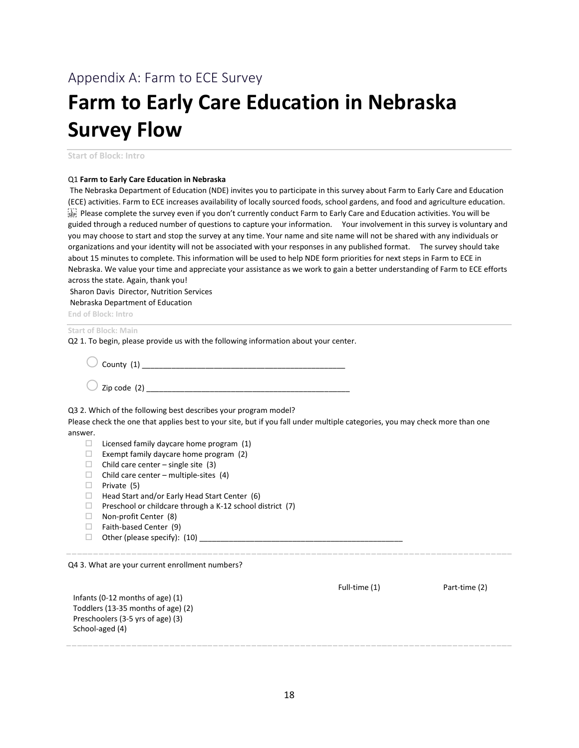Appendix A: Farm to ECE Survey

# Farm to Early Care Education in Nebraska Survey Flow

Start of Block: Intro

Q1 **Farm to Early Care Education in Nebraska**

The Nebraska Department of Education (NDE) invites you to participate in this survey about Farm to Early Care and Education (ECE) activities. Farm to ECE increases availability of locally sourced foods, school gardens, and food and agriculture education. Please complete the survey even if you don't currently conduct Farm to Early Care and Education activities. You will be guided through a reduced number of questions to capture your information. Your involvement in this survey is voluntary and you may choose to start and stop the survey at any time. Your name and site name will not be shared with any individuals or organizations and your identity will not be associated with your responses in any published format. The survey should take about 15 minutes to complete. This information will be used to help NDE form priorities for next steps in Farm to ECE in Nebraska. We value your time and appreciate your assistance as we work to gain a better understanding of Farm to ECE efforts across the state. Again, thank you!

Sharon Davis Director, Nutrition Services
Nebraska Department of Education

End of Block: Intro

Start of Block: Main

Q2 1. To begin, please provide us with the following information about your center.

- ○ County (1) ________________________________________________
- ○ Zip code (2) ________________________________________________

Q3 2. Which of the following best describes your program model?
Please check the one that applies best to your site, but if you fall under multiple categories, you may check more than one answer.

- ☐ Licensed family daycare home program (1)
- ☐ Exempt family daycare home program (2)
- ☐ Child care center – single site (3)
- ☐ Child care center – multiple-sites (4)
- ☐ Private (5)
- ☐ Head Start and/or Early Head Start Center (6)
- ☐ Preschool or childcare through a K-12 school district (7)
- ☐ Non-profit Center (8)
- ☐ Faith-based Center (9)
- ☐ Other (please specify): (10) ________________________________________________

Q4 3. What are your current enrollment numbers?

| | Full-time (1) | Part-time (2) |
|---|---|---|
| Infants (0-12 months of age) (1) | | |
| Toddlers (13-35 months of age) (2) | | |
| Preschoolers (3-5 yrs of age) (3) | | |
| School-aged (4) | | |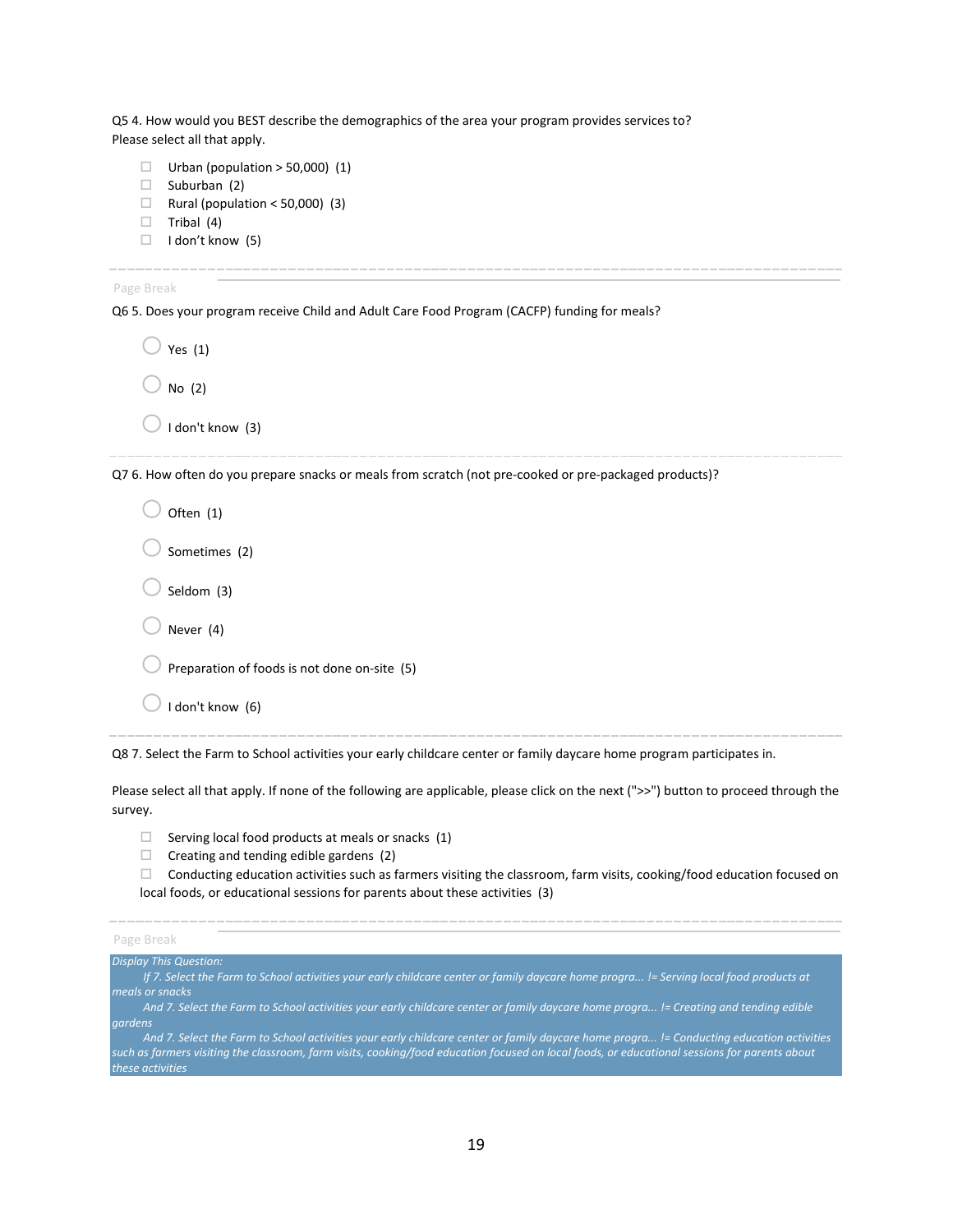Q5 4. How would you BEST describe the demographics of the area your program provides services to? Please select all that apply.

- ☐ Urban (population > 50,000) (1)
- ☐ Suburban (2)
- ☐ Rural (population < 50,000) (3)
- ☐ Tribal (4)
- ☐ I don't know (5)

---

Page Break

Q6 5. Does your program receive Child and Adult Care Food Program (CACFP) funding for meals?

- ◯ Yes (1)
- ◯ No (2)
- ◯ I don't know (3)

---

Q7 6. How often do you prepare snacks or meals from scratch (not pre-cooked or pre-packaged products)?

- ◯ Often (1)
- ◯ Sometimes (2)
- ◯ Seldom (3)
- ◯ Never (4)
- ◯ Preparation of foods is not done on-site (5)
- ◯ I don't know (6)

---

Q8 7. Select the Farm to School activities your early childcare center or family daycare home program participates in.

Please select all that apply. If none of the following are applicable, please click on the next (">>") button to proceed through the survey.

- ☐ Serving local food products at meals or snacks (1)
- ☐ Creating and tending edible gardens (2)
- ☐ Conducting education activities such as farmers visiting the classroom, farm visits, cooking/food education focused on local foods, or educational sessions for parents about these activities (3)

---

Page Break

*Display This Question:*

*If 7. Select the Farm to School activities your early childcare center or family daycare home progra... != Serving local food products at meals or snacks*

*And 7. Select the Farm to School activities your early childcare center or family daycare home progra... != Creating and tending edible gardens*

*And 7. Select the Farm to School activities your early childcare center or family daycare home progra... != Conducting education activities such as farmers visiting the classroom, farm visits, cooking/food education focused on local foods, or educational sessions for parents about these activities*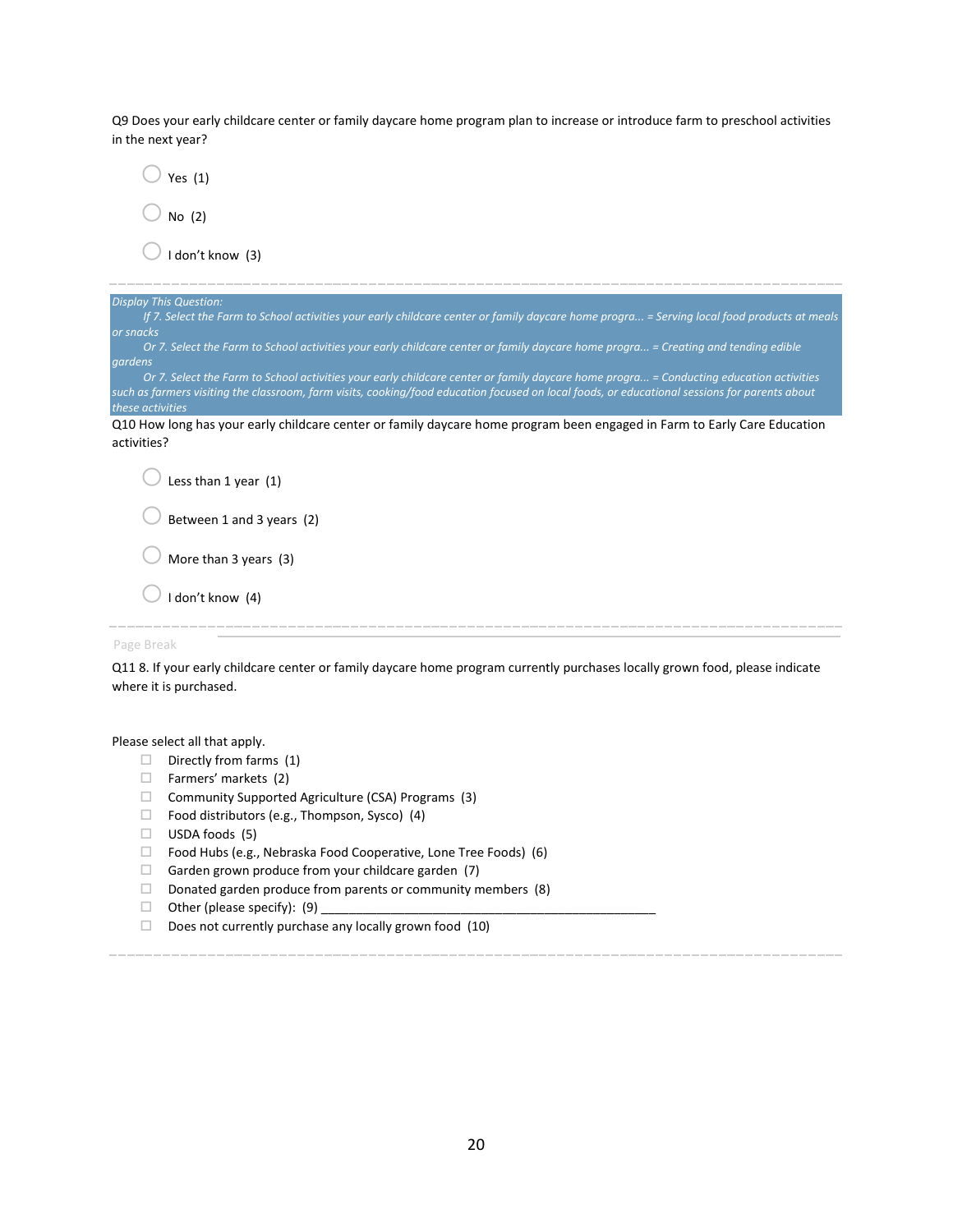Q9 Does your early childcare center or family daycare home program plan to increase or introduce farm to preschool activities in the next year?

- Yes (1)
- No (2)
- I don't know (3)

---

*Display This Question:*

*If 7. Select the Farm to School activities your early childcare center or family daycare home progra... = Serving local food products at meals or snacks*

*Or 7. Select the Farm to School activities your early childcare center or family daycare home progra... = Creating and tending edible gardens*

*Or 7. Select the Farm to School activities your early childcare center or family daycare home progra... = Conducting education activities such as farmers visiting the classroom, farm visits, cooking/food education focused on local foods, or educational sessions for parents about these activities*

Q10 How long has your early childcare center or family daycare home program been engaged in Farm to Early Care Education activities?

- Less than 1 year (1)
- Between 1 and 3 years (2)
- More than 3 years (3)
- I don't know (4)

---

Page Break

Q11 8. If your early childcare center or family daycare home program currently purchases locally grown food, please indicate where it is purchased.

Please select all that apply.

- ☐ Directly from farms (1)
- ☐ Farmers' markets (2)
- ☐ Community Supported Agriculture (CSA) Programs (3)
- ☐ Food distributors (e.g., Thompson, Sysco) (4)
- ☐ USDA foods (5)
- ☐ Food Hubs (e.g., Nebraska Food Cooperative, Lone Tree Foods) (6)
- ☐ Garden grown produce from your childcare garden (7)
- ☐ Donated garden produce from parents or community members (8)
- ☐ Other (please specify): (9) __________________________________________________
- ☐ Does not currently purchase any locally grown food (10)

---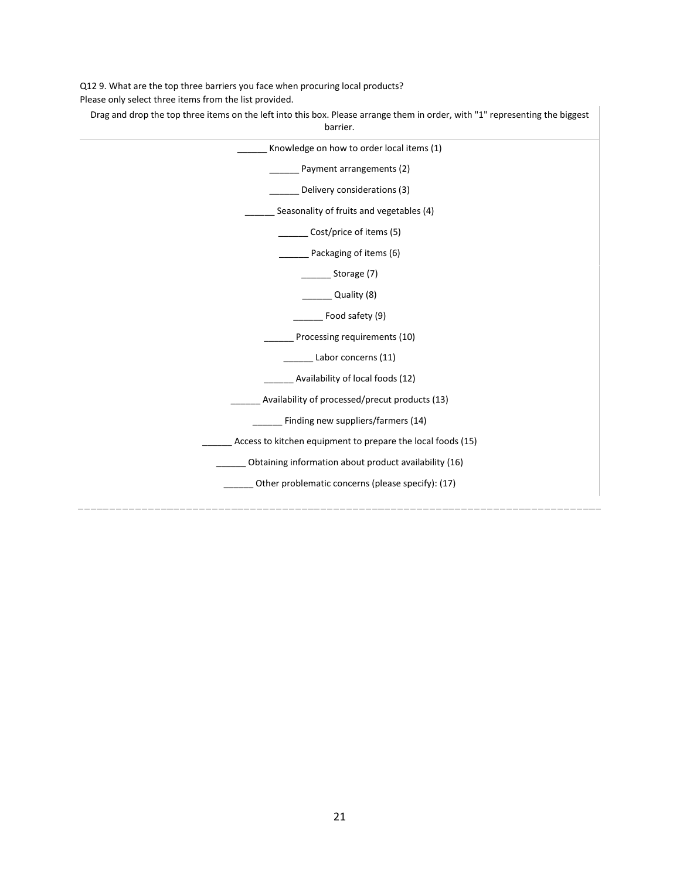Q12 9. What are the top three barriers you face when procuring local products?
Please only select three items from the list provided.

Drag and drop the top three items on the left into this box. Please arrange them in order, with "1" representing the biggest barrier.

______ Knowledge on how to order local items (1)

______ Payment arrangements (2)

______ Delivery considerations (3)

______ Seasonality of fruits and vegetables (4)

______ Cost/price of items (5)

______ Packaging of items (6)

______ Storage (7)

______ Quality (8)

______ Food safety (9)

______ Processing requirements (10)

______ Labor concerns (11)

______ Availability of local foods (12)

______ Availability of processed/precut products (13)

______ Finding new suppliers/farmers (14)

______ Access to kitchen equipment to prepare the local foods (15)

______ Obtaining information about product availability (16)

______ Other problematic concerns (please specify): (17)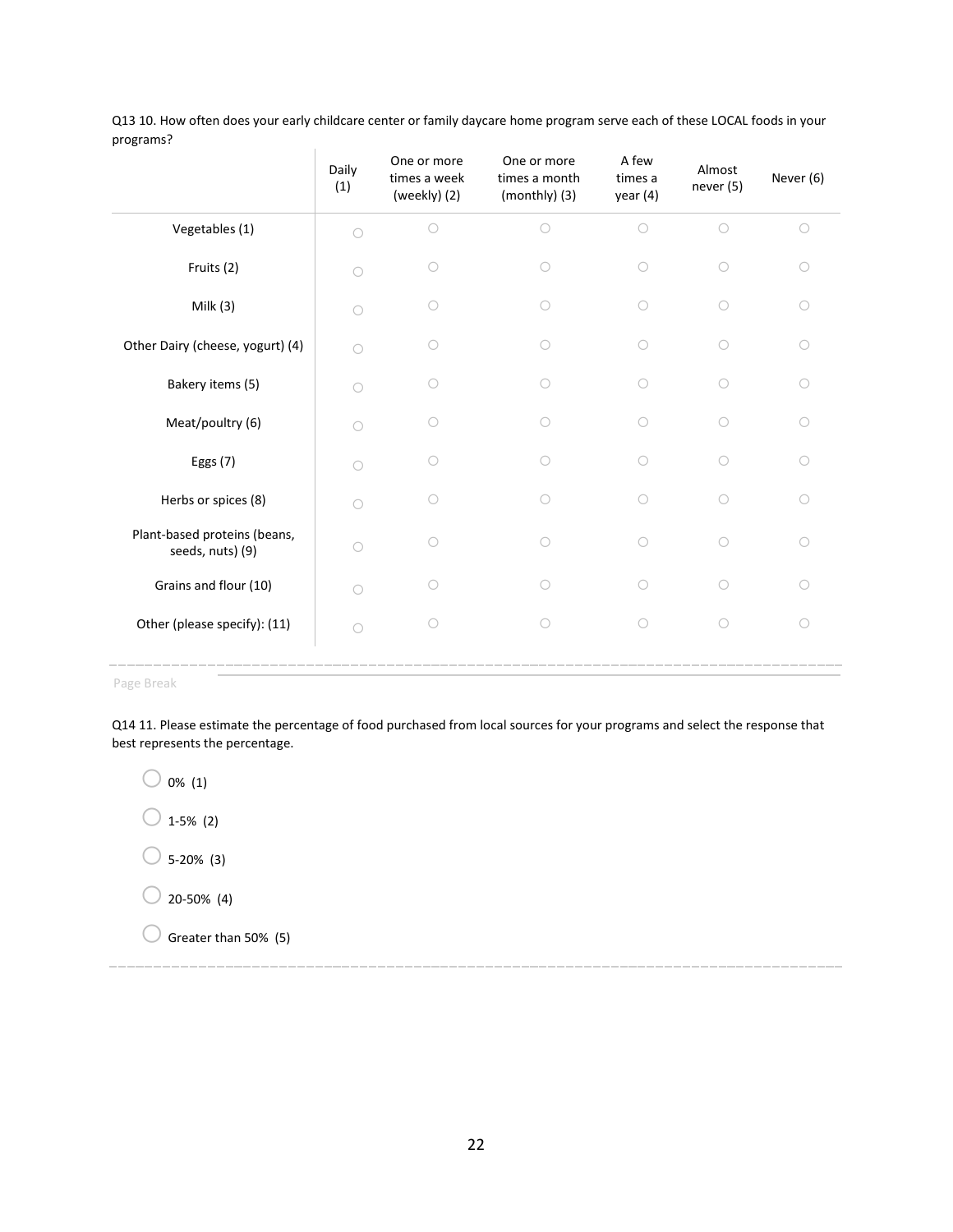Q13 10. How often does your early childcare center or family daycare home program serve each of these LOCAL foods in your programs?

| | Daily (1) | One or more times a week (weekly) (2) | One or more times a month (monthly) (3) | A few times a year (4) | Almost never (5) | Never (6) |
|---|---|---|---|---|---|---|
| Vegetables (1) | ○ | ○ | ○ | ○ | ○ | ○ |
| Fruits (2) | ○ | ○ | ○ | ○ | ○ | ○ |
| Milk (3) | ○ | ○ | ○ | ○ | ○ | ○ |
| Other Dairy (cheese, yogurt) (4) | ○ | ○ | ○ | ○ | ○ | ○ |
| Bakery items (5) | ○ | ○ | ○ | ○ | ○ | ○ |
| Meat/poultry (6) | ○ | ○ | ○ | ○ | ○ | ○ |
| Eggs (7) | ○ | ○ | ○ | ○ | ○ | ○ |
| Herbs or spices (8) | ○ | ○ | ○ | ○ | ○ | ○ |
| Plant-based proteins (beans, seeds, nuts) (9) | ○ | ○ | ○ | ○ | ○ | ○ |
| Grains and flour (10) | ○ | ○ | ○ | ○ | ○ | ○ |
| Other (please specify): (11) | ○ | ○ | ○ | ○ | ○ | ○ |

Page Break

Q14 11. Please estimate the percentage of food purchased from local sources for your programs and select the response that best represents the percentage.

- ○ 0% (1)
- ○ 1-5% (2)
- ○ 5-20% (3)
- ○ 20-50% (4)
- ○ Greater than 50% (5)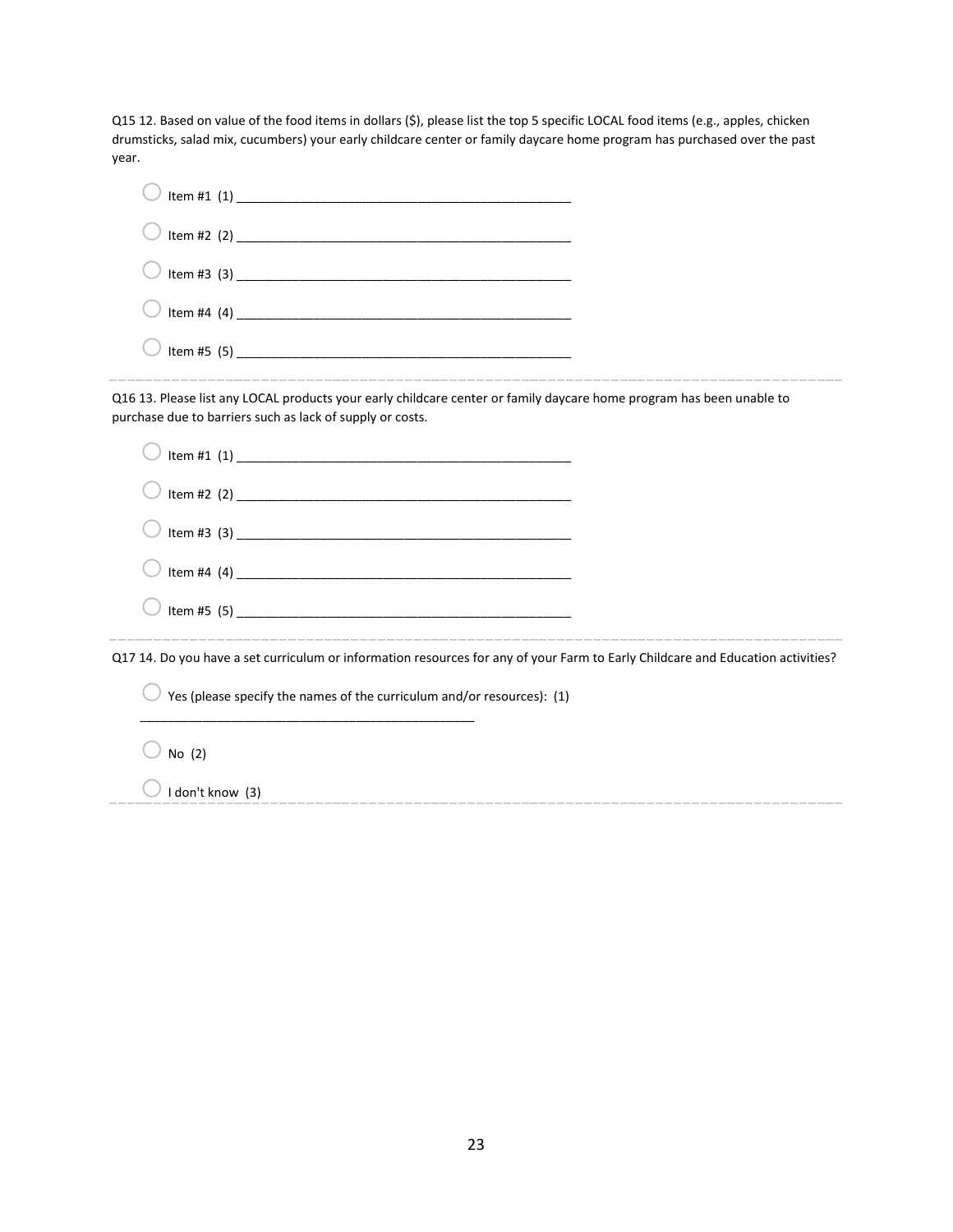Q15 12. Based on value of the food items in dollars ($), please list the top 5 specific LOCAL food items (e.g., apples, chicken drumsticks, salad mix, cucumbers) your early childcare center or family daycare home program has purchased over the past year.

- Item #1 (1) ________________________________________________
- Item #2 (2) ________________________________________________
- Item #3 (3) ________________________________________________
- Item #4 (4) ________________________________________________
- Item #5 (5) ________________________________________________

---

Q16 13. Please list any LOCAL products your early childcare center or family daycare home program has been unable to purchase due to barriers such as lack of supply or costs.

- Item #1 (1) ________________________________________________
- Item #2 (2) ________________________________________________
- Item #3 (3) ________________________________________________
- Item #4 (4) ________________________________________________
- Item #5 (5) ________________________________________________

---

Q17 14. Do you have a set curriculum or information resources for any of your Farm to Early Childcare and Education activities?

- Yes (please specify the names of the curriculum and/or resources): (1) ________________________________________________
- No (2)
- I don't know (3)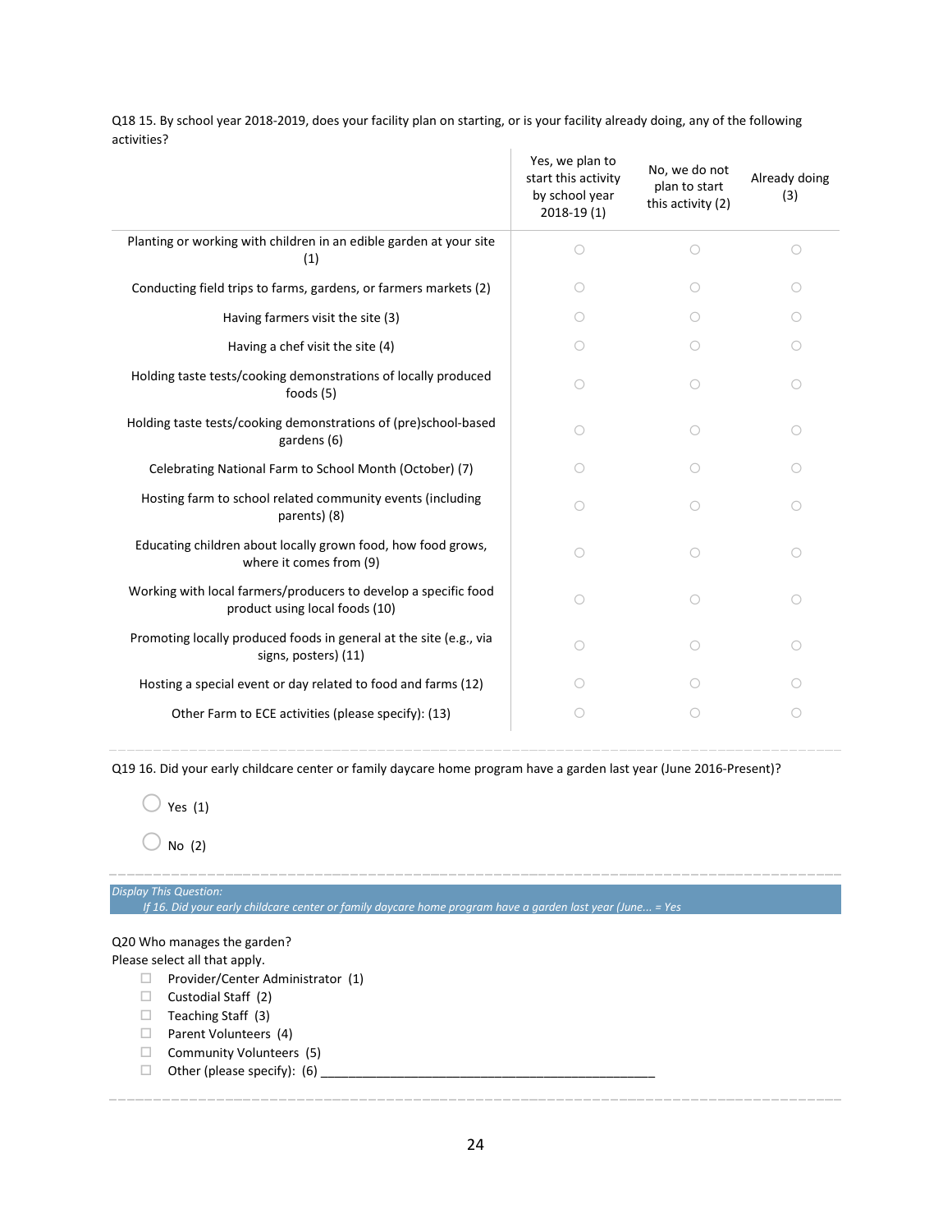Q18 15. By school year 2018-2019, does your facility plan on starting, or is your facility already doing, any of the following activities?

| | Yes, we plan to start this activity by school year 2018-19 (1) | No, we do not plan to start this activity (2) | Already doing (3) |
|---|---|---|---|
| Planting or working with children in an edible garden at your site (1) | ○ | ○ | ○ |
| Conducting field trips to farms, gardens, or farmers markets (2) | ○ | ○ | ○ |
| Having farmers visit the site (3) | ○ | ○ | ○ |
| Having a chef visit the site (4) | ○ | ○ | ○ |
| Holding taste tests/cooking demonstrations of locally produced foods (5) | ○ | ○ | ○ |
| Holding taste tests/cooking demonstrations of (pre)school-based gardens (6) | ○ | ○ | ○ |
| Celebrating National Farm to School Month (October) (7) | ○ | ○ | ○ |
| Hosting farm to school related community events (including parents) (8) | ○ | ○ | ○ |
| Educating children about locally grown food, how food grows, where it comes from (9) | ○ | ○ | ○ |
| Working with local farmers/producers to develop a specific food product using local foods (10) | ○ | ○ | ○ |
| Promoting locally produced foods in general at the site (e.g., via signs, posters) (11) | ○ | ○ | ○ |
| Hosting a special event or day related to food and farms (12) | ○ | ○ | ○ |
| Other Farm to ECE activities (please specify): (13) | ○ | ○ | ○ |

---

Q19 16. Did your early childcare center or family daycare home program have a garden last year (June 2016-Present)?

○ Yes (1)

○ No (2)

---

*Display This Question:*
*If 16. Did your early childcare center or family daycare home program have a garden last year (June... = Yes*

Q20 Who manages the garden?
Please select all that apply.

- ☐ Provider/Center Administrator (1)
- ☐ Custodial Staff (2)
- ☐ Teaching Staff (3)
- ☐ Parent Volunteers (4)
- ☐ Community Volunteers (5)
- ☐ Other (please specify): (6) ________________________________________________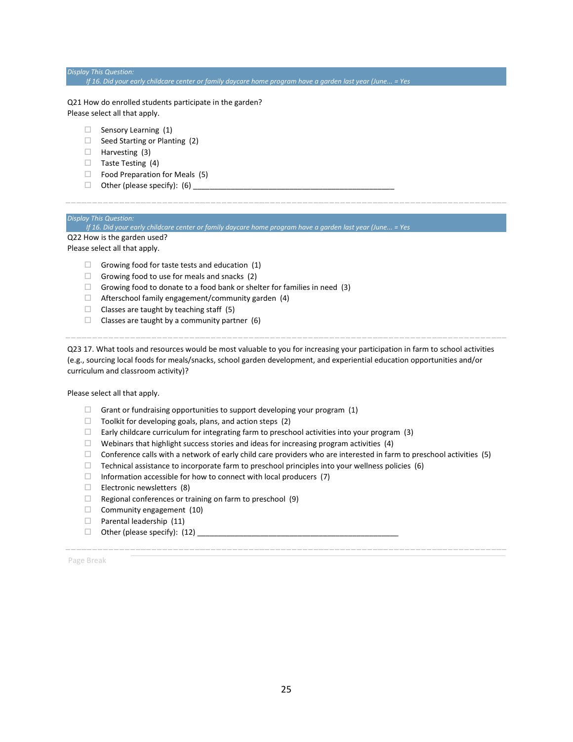*Display This Question:*
*If 16. Did your early childcare center or family daycare home program have a garden last year (June... = Yes*

Q21 How do enrolled students participate in the garden?
Please select all that apply.

- ☐ Sensory Learning (1)
- ☐ Seed Starting or Planting (2)
- ☐ Harvesting (3)
- ☐ Taste Testing (4)
- ☐ Food Preparation for Meals (5)
- ☐ Other (please specify): (6) __________________________________________________

---

*Display This Question:*
*If 16. Did your early childcare center or family daycare home program have a garden last year (June... = Yes*

Q22 How is the garden used?
Please select all that apply.

- ☐ Growing food for taste tests and education (1)
- ☐ Growing food to use for meals and snacks (2)
- ☐ Growing food to donate to a food bank or shelter for families in need (3)
- ☐ Afterschool family engagement/community garden (4)
- ☐ Classes are taught by teaching staff (5)
- ☐ Classes are taught by a community partner (6)

---

Q23 17. What tools and resources would be most valuable to you for increasing your participation in farm to school activities (e.g., sourcing local foods for meals/snacks, school garden development, and experiential education opportunities and/or curriculum and classroom activity)?

Please select all that apply.

- ☐ Grant or fundraising opportunities to support developing your program (1)
- ☐ Toolkit for developing goals, plans, and action steps (2)
- ☐ Early childcare curriculum for integrating farm to preschool activities into your program (3)
- ☐ Webinars that highlight success stories and ideas for increasing program activities (4)
- ☐ Conference calls with a network of early child care providers who are interested in farm to preschool activities (5)
- ☐ Technical assistance to incorporate farm to preschool principles into your wellness policies (6)
- ☐ Information accessible for how to connect with local producers (7)
- ☐ Electronic newsletters (8)
- ☐ Regional conferences or training on farm to preschool (9)
- ☐ Community engagement (10)
- ☐ Parental leadership (11)
- ☐ Other (please specify): (12) __________________________________________________

---

Page Break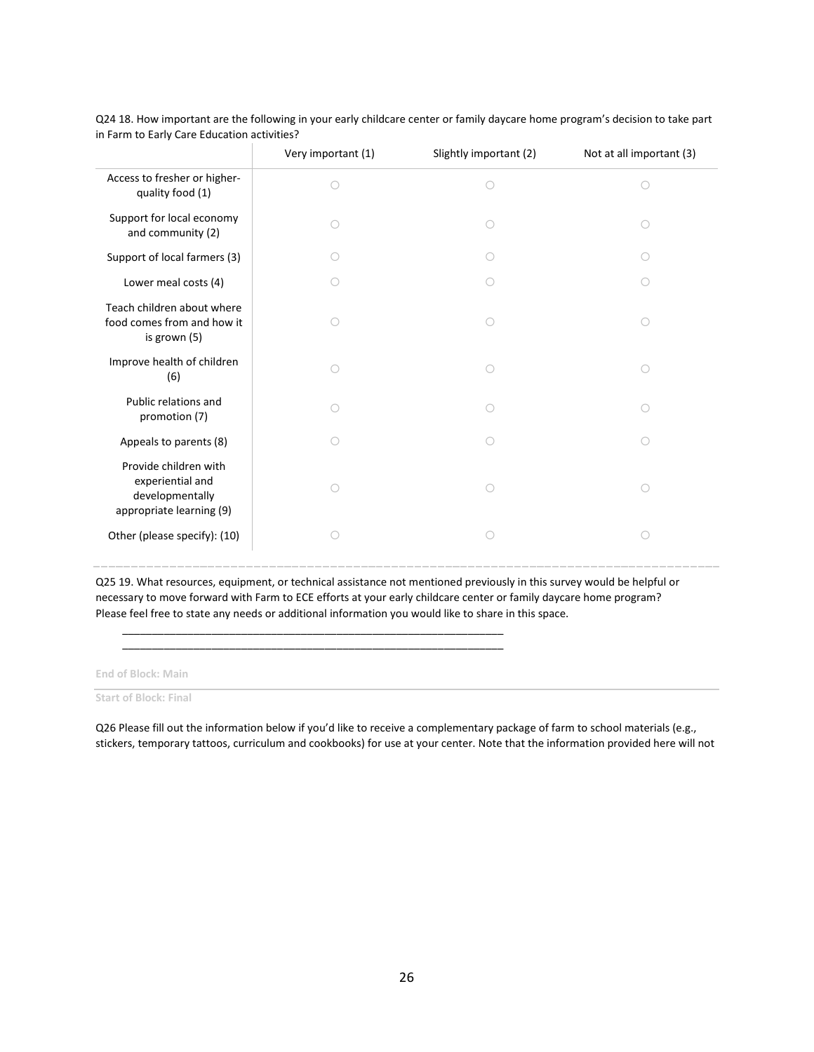Q24 18. How important are the following in your early childcare center or family daycare home program's decision to take part in Farm to Early Care Education activities?

| | Very important (1) | Slightly important (2) | Not at all important (3) |
|---|---|---|---|
| Access to fresher or higher-quality food (1) | ○ | ○ | ○ |
| Support for local economy and community (2) | ○ | ○ | ○ |
| Support of local farmers (3) | ○ | ○ | ○ |
| Lower meal costs (4) | ○ | ○ | ○ |
| Teach children about where food comes from and how it is grown (5) | ○ | ○ | ○ |
| Improve health of children (6) | ○ | ○ | ○ |
| Public relations and promotion (7) | ○ | ○ | ○ |
| Appeals to parents (8) | ○ | ○ | ○ |
| Provide children with experiential and developmentally appropriate learning (9) | ○ | ○ | ○ |
| Other (please specify): (10) | ○ | ○ | ○ |

---

Q25 19. What resources, equipment, or technical assistance not mentioned previously in this survey would be helpful or necessary to move forward with Farm to ECE efforts at your early childcare center or family daycare home program? Please feel free to state any needs or additional information you would like to share in this space.

________________________________________________________________

________________________________________________________________

**End of Block: Main**

---

**Start of Block: Final**

Q26 Please fill out the information below if you'd like to receive a complementary package of farm to school materials (e.g., stickers, temporary tattoos, curriculum and cookbooks) for use at your center. Note that the information provided here will not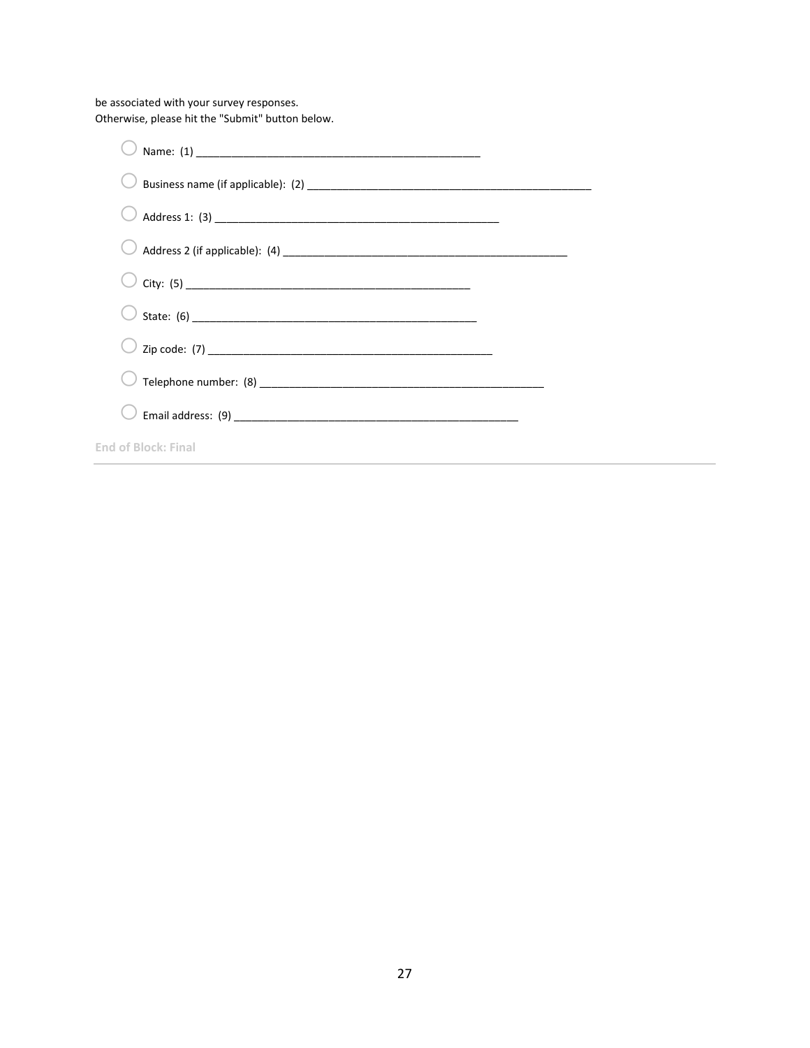be associated with your survey responses.
Otherwise, please hit the "Submit" button below.

- ◯ Name: (1) ________________________________________________
- ◯ Business name (if applicable): (2) ________________________________________________
- ◯ Address 1: (3) ________________________________________________
- ◯ Address 2 (if applicable): (4) ________________________________________________
- ◯ City: (5) ________________________________________________
- ◯ State: (6) ________________________________________________
- ◯ Zip code: (7) ________________________________________________
- ◯ Telephone number: (8) ________________________________________________
- ◯ Email address: (9) ________________________________________________

End of Block: Final

---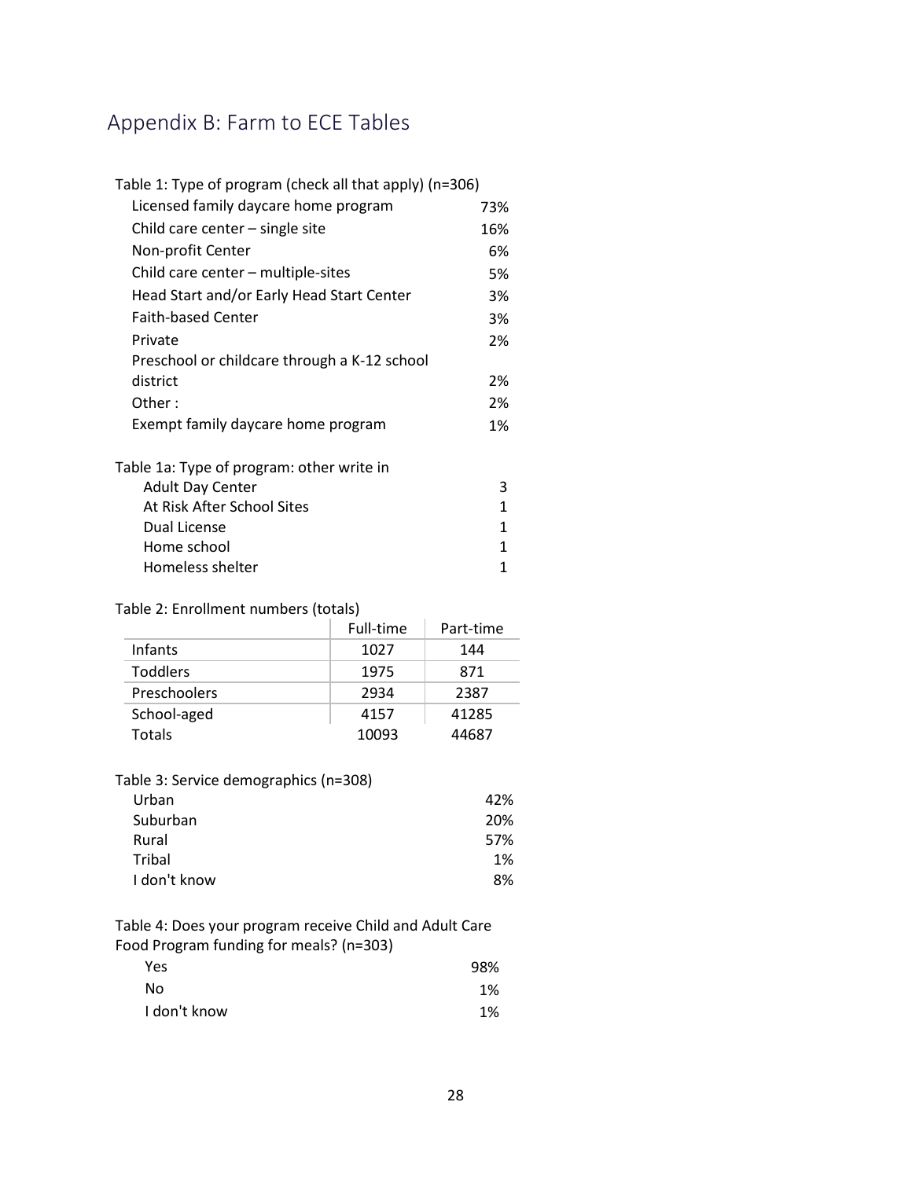## Appendix B: Farm to ECE Tables

Table 1: Type of program (check all that apply) (n=306)

| Type of program | % |
|---|---|
| Licensed family daycare home program | 73% |
| Child care center – single site | 16% |
| Non-profit Center | 6% |
| Child care center – multiple-sites | 5% |
| Head Start and/or Early Head Start Center | 3% |
| Faith-based Center | 3% |
| Private | 2% |
| Preschool or childcare through a K-12 school district | 2% |
| Other : | 2% |
| Exempt family daycare home program | 1% |

Table 1a: Type of program: other write in

| Type of program | Count |
|---|---|
| Adult Day Center | 3 |
| At Risk After School Sites | 1 |
| Dual License | 1 |
| Home school | 1 |
| Homeless shelter | 1 |

Table 2: Enrollment numbers (totals)

| | Full-time | Part-time |
|---|---|---|
| Infants | 1027 | 144 |
| Toddlers | 1975 | 871 |
| Preschoolers | 2934 | 2387 |
| School-aged | 4157 | 41285 |
| Totals | 10093 | 44687 |

Table 3: Service demographics (n=308)

| Service demographics | % |
|---|---|
| Urban | 42% |
| Suburban | 20% |
| Rural | 57% |
| Tribal | 1% |
| I don't know | 8% |

Table 4: Does your program receive Child and Adult Care Food Program funding for meals? (n=303)

| Response | % |
|---|---|
| Yes | 98% |
| No | 1% |
| I don't know | 1% |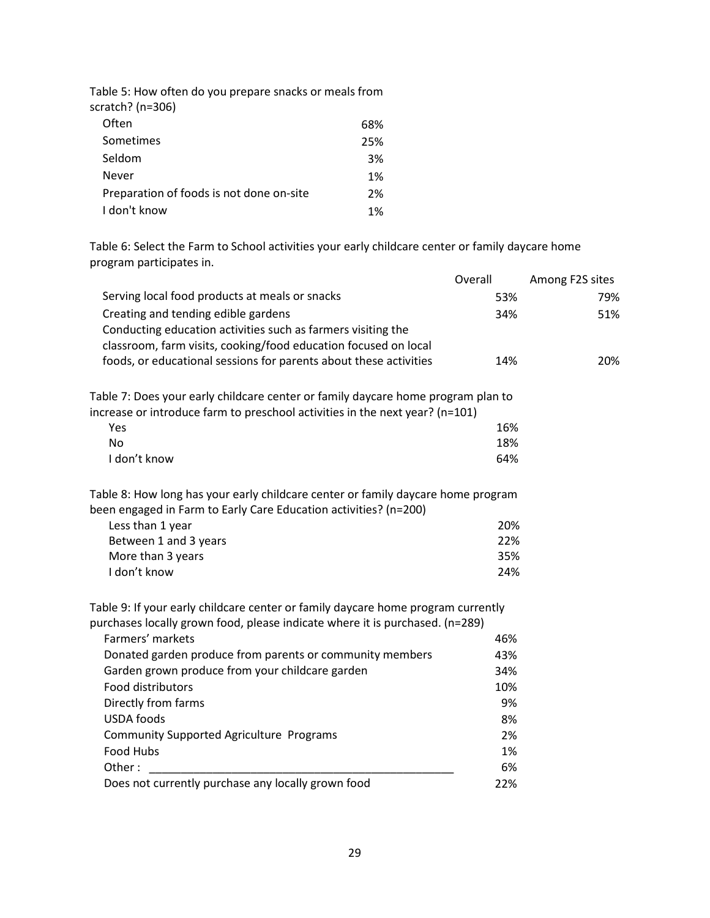Table 5: How often do you prepare snacks or meals from scratch? (n=306)

| | |
|---|---|
| Often | 68% |
| Sometimes | 25% |
| Seldom | 3% |
| Never | 1% |
| Preparation of foods is not done on-site | 2% |
| I don't know | 1% |

Table 6: Select the Farm to School activities your early childcare center or family daycare home program participates in.

| | Overall | Among F2S sites |
|---|---|---|
| Serving local food products at meals or snacks | 53% | 79% |
| Creating and tending edible gardens | 34% | 51% |
| Conducting education activities such as farmers visiting the classroom, farm visits, cooking/food education focused on local foods, or educational sessions for parents about these activities | 14% | 20% |

Table 7: Does your early childcare center or family daycare home program plan to increase or introduce farm to preschool activities in the next year? (n=101)

| | |
|---|---|
| Yes | 16% |
| No | 18% |
| I don't know | 64% |

Table 8: How long has your early childcare center or family daycare home program been engaged in Farm to Early Care Education activities? (n=200)

| | |
|---|---|
| Less than 1 year | 20% |
| Between 1 and 3 years | 22% |
| More than 3 years | 35% |
| I don't know | 24% |

Table 9: If your early childcare center or family daycare home program currently purchases locally grown food, please indicate where it is purchased. (n=289)

| | |
|---|---|
| Farmers' markets | 46% |
| Donated garden produce from parents or community members | 43% |
| Garden grown produce from your childcare garden | 34% |
| Food distributors | 10% |
| Directly from farms | 9% |
| USDA foods | 8% |
| Community Supported Agriculture Programs | 2% |
| Food Hubs | 1% |
| Other : ___________________________________________________ | 6% |
| Does not currently purchase any locally grown food | 22% |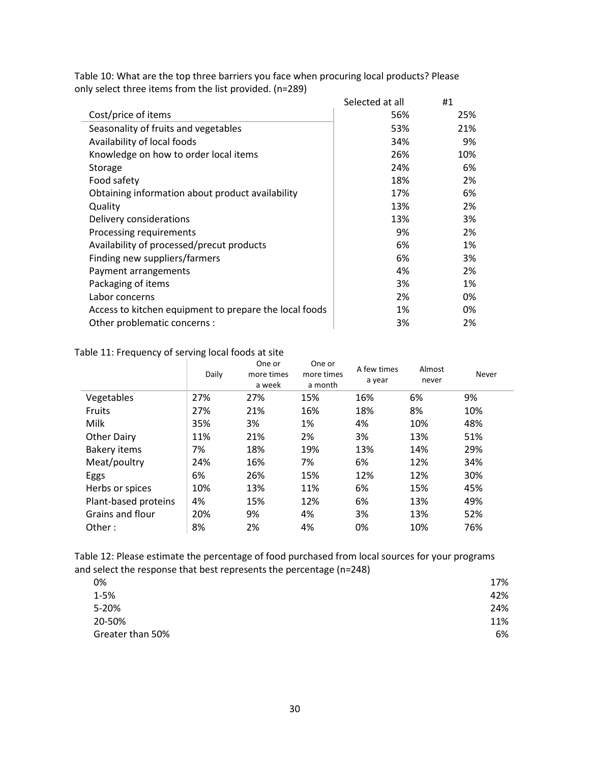Table 10: What are the top three barriers you face when procuring local products? Please only select three items from the list provided. (n=289)

| | Selected at all | #1 |
|---|---|---|
| Cost/price of items | 56% | 25% |
| Seasonality of fruits and vegetables | 53% | 21% |
| Availability of local foods | 34% | 9% |
| Knowledge on how to order local items | 26% | 10% |
| Storage | 24% | 6% |
| Food safety | 18% | 2% |
| Obtaining information about product availability | 17% | 6% |
| Quality | 13% | 2% |
| Delivery considerations | 13% | 3% |
| Processing requirements | 9% | 2% |
| Availability of processed/precut products | 6% | 1% |
| Finding new suppliers/farmers | 6% | 3% |
| Payment arrangements | 4% | 2% |
| Packaging of items | 3% | 1% |
| Labor concerns | 2% | 0% |
| Access to kitchen equipment to prepare the local foods | 1% | 0% |
| Other problematic concerns : | 3% | 2% |

Table 11: Frequency of serving local foods at site

| | Daily | One or more times a week | One or more times a month | A few times a year | Almost never | Never |
|---|---|---|---|---|---|---|
| Vegetables | 27% | 27% | 15% | 16% | 6% | 9% |
| Fruits | 27% | 21% | 16% | 18% | 8% | 10% |
| Milk | 35% | 3% | 1% | 4% | 10% | 48% |
| Other Dairy | 11% | 21% | 2% | 3% | 13% | 51% |
| Bakery items | 7% | 18% | 19% | 13% | 14% | 29% |
| Meat/poultry | 24% | 16% | 7% | 6% | 12% | 34% |
| Eggs | 6% | 26% | 15% | 12% | 12% | 30% |
| Herbs or spices | 10% | 13% | 11% | 6% | 15% | 45% |
| Plant-based proteins | 4% | 15% | 12% | 6% | 13% | 49% |
| Grains and flour | 20% | 9% | 4% | 3% | 13% | 52% |
| Other : | 8% | 2% | 4% | 0% | 10% | 76% |

Table 12: Please estimate the percentage of food purchased from local sources for your programs and select the response that best represents the percentage (n=248)

| | |
|---|---|
| 0% | 17% |
| 1-5% | 42% |
| 5-20% | 24% |
| 20-50% | 11% |
| Greater than 50% | 6% |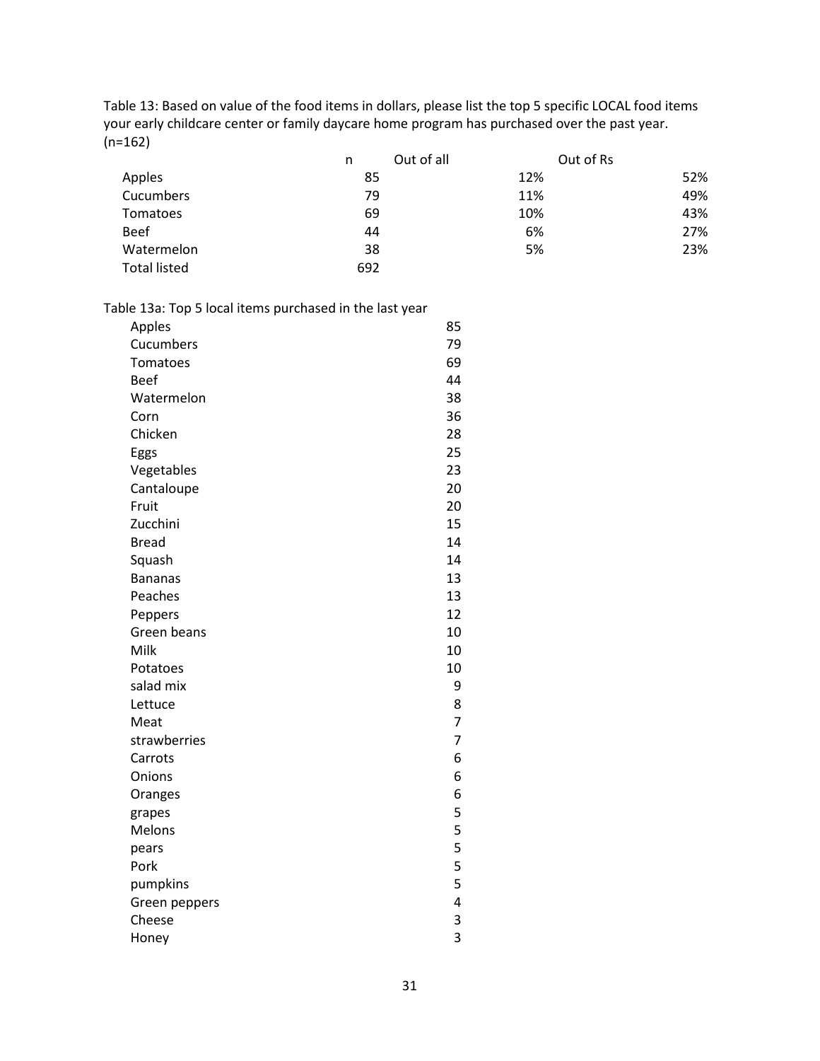Table 13: Based on value of the food items in dollars, please list the top 5 specific LOCAL food items your early childcare center or family daycare home program has purchased over the past year. (n=162)

| | n | Out of all | Out of Rs |
|---|---|---|---|
| Apples | 85 | 12% | 52% |
| Cucumbers | 79 | 11% | 49% |
| Tomatoes | 69 | 10% | 43% |
| Beef | 44 | 6% | 27% |
| Watermelon | 38 | 5% | 23% |
| Total listed | 692 | | |

Table 13a: Top 5 local items purchased in the last year

| | |
|---|---|
| Apples | 85 |
| Cucumbers | 79 |
| Tomatoes | 69 |
| Beef | 44 |
| Watermelon | 38 |
| Corn | 36 |
| Chicken | 28 |
| Eggs | 25 |
| Vegetables | 23 |
| Cantaloupe | 20 |
| Fruit | 20 |
| Zucchini | 15 |
| Bread | 14 |
| Squash | 14 |
| Bananas | 13 |
| Peaches | 13 |
| Peppers | 12 |
| Green beans | 10 |
| Milk | 10 |
| Potatoes | 10 |
| salad mix | 9 |
| Lettuce | 8 |
| Meat | 7 |
| strawberries | 7 |
| Carrots | 6 |
| Onions | 6 |
| Oranges | 6 |
| grapes | 5 |
| Melons | 5 |
| pears | 5 |
| Pork | 5 |
| pumpkins | 5 |
| Green peppers | 4 |
| Cheese | 3 |
| Honey | 3 |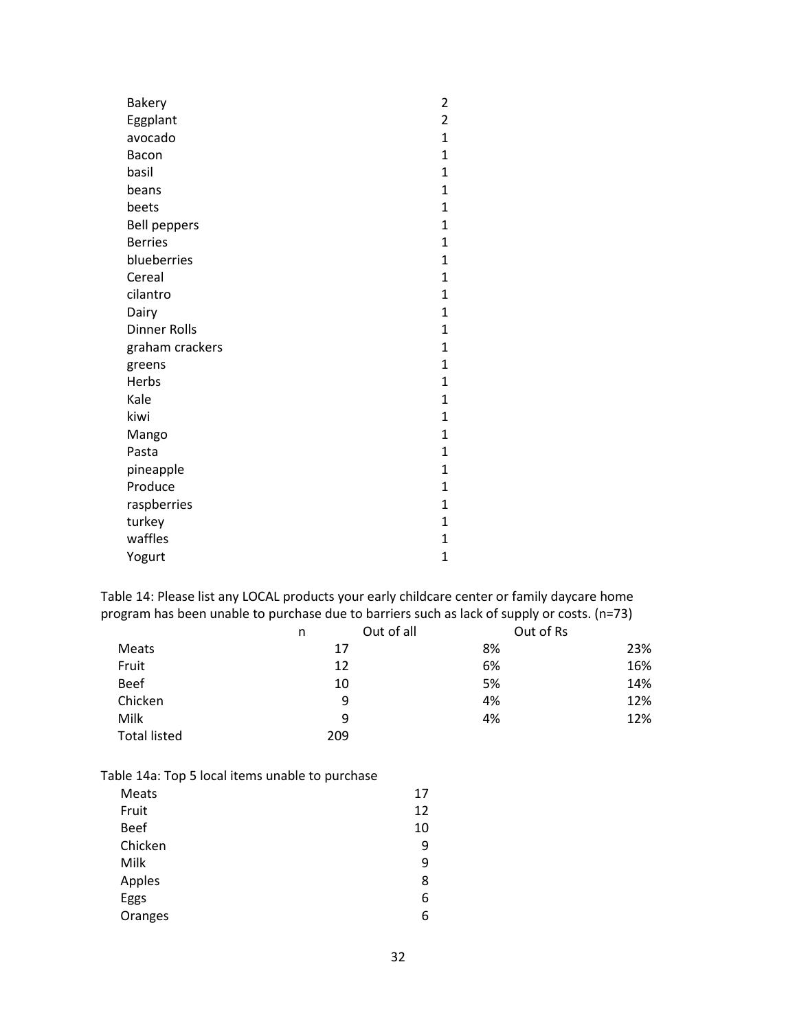| | |
|---|---|
| Bakery | 2 |
| Eggplant | 2 |
| avocado | 1 |
| Bacon | 1 |
| basil | 1 |
| beans | 1 |
| beets | 1 |
| Bell peppers | 1 |
| Berries | 1 |
| blueberries | 1 |
| Cereal | 1 |
| cilantro | 1 |
| Dairy | 1 |
| Dinner Rolls | 1 |
| graham crackers | 1 |
| greens | 1 |
| Herbs | 1 |
| Kale | 1 |
| kiwi | 1 |
| Mango | 1 |
| Pasta | 1 |
| pineapple | 1 |
| Produce | 1 |
| raspberries | 1 |
| turkey | 1 |
| waffles | 1 |
| Yogurt | 1 |

Table 14: Please list any LOCAL products your early childcare center or family daycare home program has been unable to purchase due to barriers such as lack of supply or costs. (n=73)

| | n | Out of all | Out of Rs |
|---|---|---|---|
| Meats | 17 | 8% | 23% |
| Fruit | 12 | 6% | 16% |
| Beef | 10 | 5% | 14% |
| Chicken | 9 | 4% | 12% |
| Milk | 9 | 4% | 12% |
| Total listed | 209 | | |

Table 14a: Top 5 local items unable to purchase

| | |
|---|---|
| Meats | 17 |
| Fruit | 12 |
| Beef | 10 |
| Chicken | 9 |
| Milk | 9 |
| Apples | 8 |
| Eggs | 6 |
| Oranges | 6 |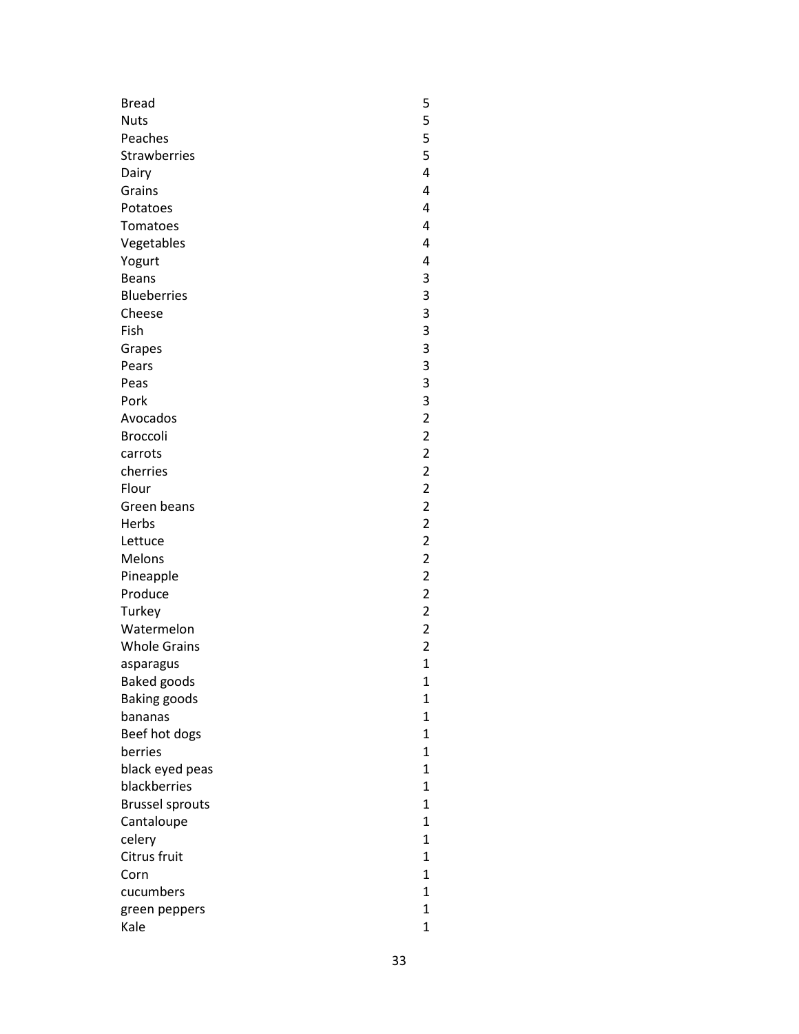| | |
|---|---|
| Bread | 5 |
| Nuts | 5 |
| Peaches | 5 |
| Strawberries | 5 |
| Dairy | 4 |
| Grains | 4 |
| Potatoes | 4 |
| Tomatoes | 4 |
| Vegetables | 4 |
| Yogurt | 4 |
| Beans | 3 |
| Blueberries | 3 |
| Cheese | 3 |
| Fish | 3 |
| Grapes | 3 |
| Pears | 3 |
| Peas | 3 |
| Pork | 3 |
| Avocados | 2 |
| Broccoli | 2 |
| carrots | 2 |
| cherries | 2 |
| Flour | 2 |
| Green beans | 2 |
| Herbs | 2 |
| Lettuce | 2 |
| Melons | 2 |
| Pineapple | 2 |
| Produce | 2 |
| Turkey | 2 |
| Watermelon | 2 |
| Whole Grains | 2 |
| asparagus | 1 |
| Baked goods | 1 |
| Baking goods | 1 |
| bananas | 1 |
| Beef hot dogs | 1 |
| berries | 1 |
| black eyed peas | 1 |
| blackberries | 1 |
| Brussel sprouts | 1 |
| Cantaloupe | 1 |
| celery | 1 |
| Citrus fruit | 1 |
| Corn | 1 |
| cucumbers | 1 |
| green peppers | 1 |
| Kale | 1 |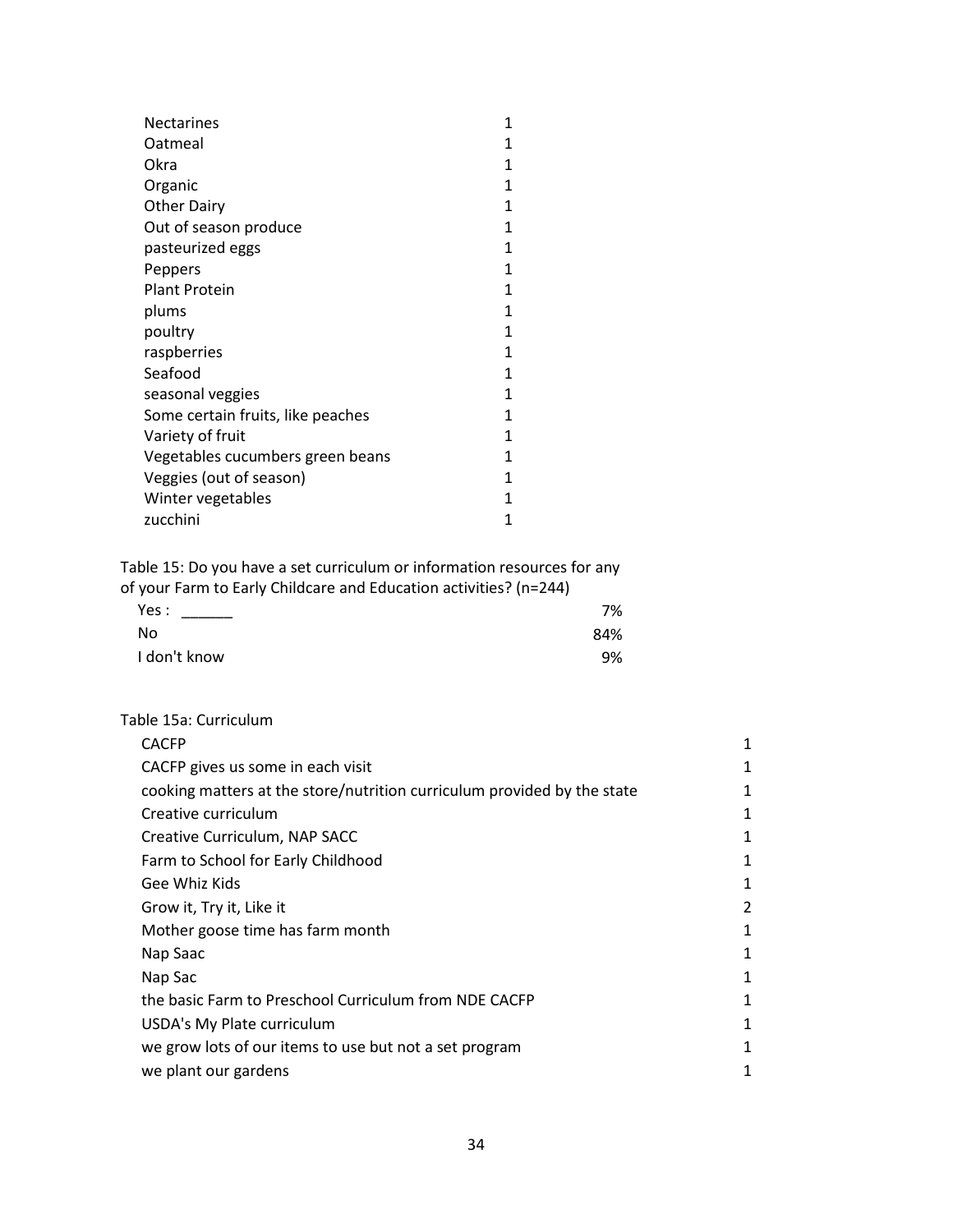| | |
|---|---|
| Nectarines | 1 |
| Oatmeal | 1 |
| Okra | 1 |
| Organic | 1 |
| Other Dairy | 1 |
| Out of season produce | 1 |
| pasteurized eggs | 1 |
| Peppers | 1 |
| Plant Protein | 1 |
| plums | 1 |
| poultry | 1 |
| raspberries | 1 |
| Seafood | 1 |
| seasonal veggies | 1 |
| Some certain fruits, like peaches | 1 |
| Variety of fruit | 1 |
| Vegetables cucumbers green beans | 1 |
| Veggies (out of season) | 1 |
| Winter vegetables | 1 |
| zucchini | 1 |

Table 15: Do you have a set curriculum or information resources for any of your Farm to Early Childcare and Education activities? (n=244)

| | |
|---|---|
| Yes : ______ | 7% |
| No | 84% |
| I don't know | 9% |

Table 15a: Curriculum

| | |
|---|---|
| CACFP | 1 |
| CACFP gives us some in each visit | 1 |
| cooking matters at the store/nutrition curriculum provided by the state | 1 |
| Creative curriculum | 1 |
| Creative Curriculum, NAP SACC | 1 |
| Farm to School for Early Childhood | 1 |
| Gee Whiz Kids | 1 |
| Grow it, Try it, Like it | 2 |
| Mother goose time has farm month | 1 |
| Nap Saac | 1 |
| Nap Sac | 1 |
| the basic Farm to Preschool Curriculum from NDE CACFP | 1 |
| USDA's My Plate curriculum | 1 |
| we grow lots of our items to use but not a set program | 1 |
| we plant our gardens | 1 |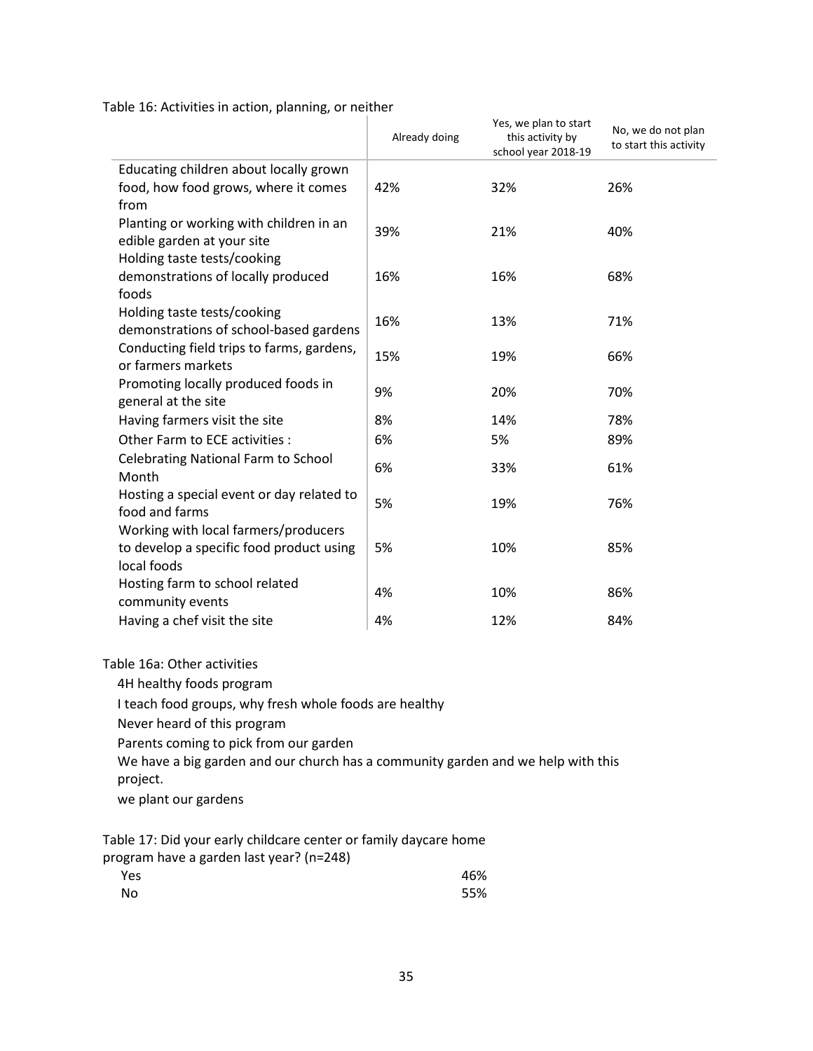Table 16: Activities in action, planning, or neither

| | Already doing | Yes, we plan to start this activity by school year 2018-19 | No, we do not plan to start this activity |
|---|---|---|---|
| Educating children about locally grown food, how food grows, where it comes from | 42% | 32% | 26% |
| Planting or working with children in an edible garden at your site | 39% | 21% | 40% |
| Holding taste tests/cooking demonstrations of locally produced foods | 16% | 16% | 68% |
| Holding taste tests/cooking demonstrations of school-based gardens | 16% | 13% | 71% |
| Conducting field trips to farms, gardens, or farmers markets | 15% | 19% | 66% |
| Promoting locally produced foods in general at the site | 9% | 20% | 70% |
| Having farmers visit the site | 8% | 14% | 78% |
| Other Farm to ECE activities : | 6% | 5% | 89% |
| Celebrating National Farm to School Month | 6% | 33% | 61% |
| Hosting a special event or day related to food and farms | 5% | 19% | 76% |
| Working with local farmers/producers to develop a specific food product using local foods | 5% | 10% | 85% |
| Hosting farm to school related community events | 4% | 10% | 86% |
| Having a chef visit the site | 4% | 12% | 84% |

Table 16a: Other activities

4H healthy foods program

I teach food groups, why fresh whole foods are healthy

Never heard of this program

Parents coming to pick from our garden

We have a big garden and our church has a community garden and we help with this project.

we plant our gardens

Table 17: Did your early childcare center or family daycare home program have a garden last year? (n=248)

| | |
|---|---|
| Yes | 46% |
| No | 55% |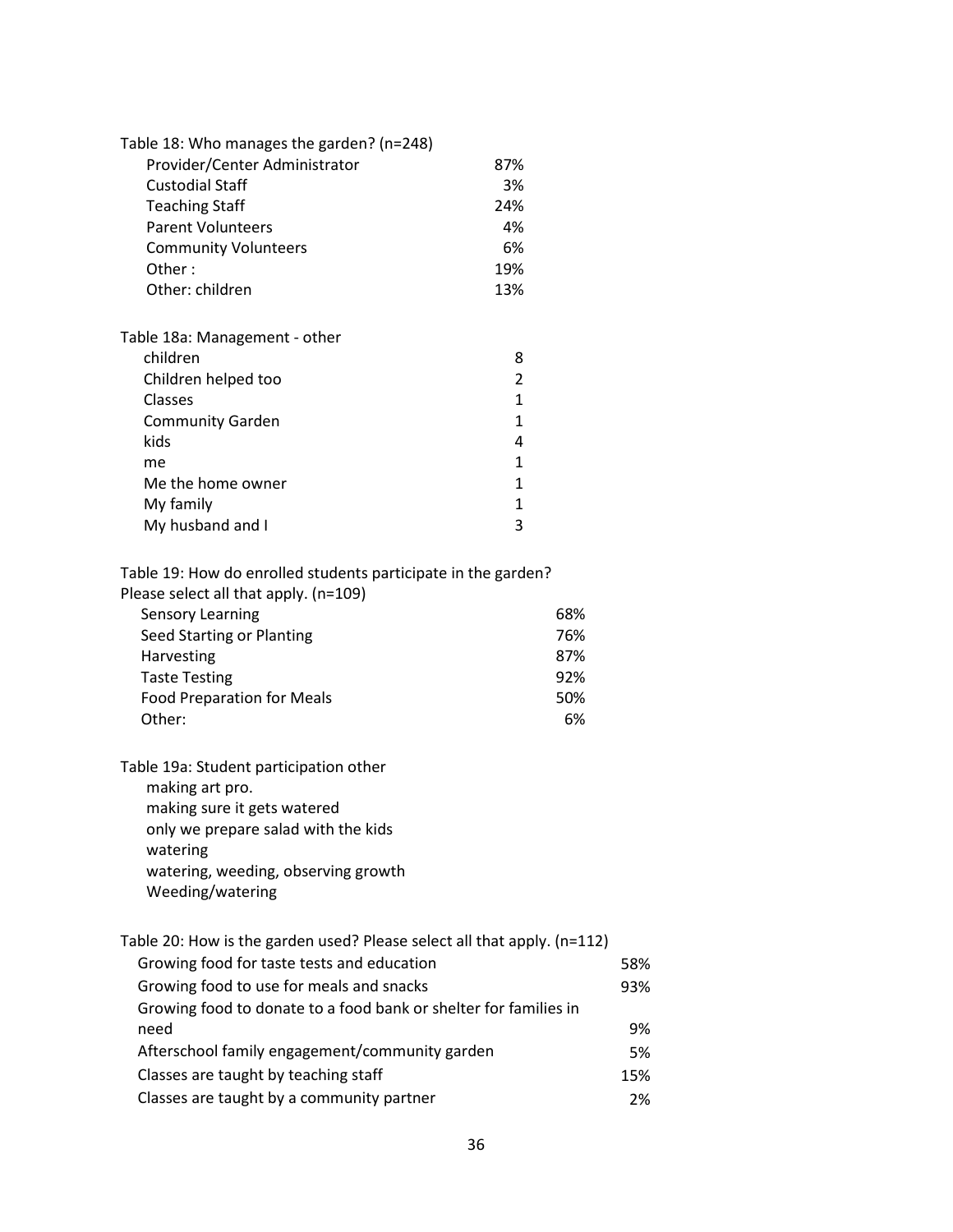Table 18: Who manages the garden? (n=248)

| | |
|---|---|
| Provider/Center Administrator | 87% |
| Custodial Staff | 3% |
| Teaching Staff | 24% |
| Parent Volunteers | 4% |
| Community Volunteers | 6% |
| Other : | 19% |
| Other: children | 13% |

Table 18a: Management - other

| | |
|---|---|
| children | 8 |
| Children helped too | 2 |
| Classes | 1 |
| Community Garden | 1 |
| kids | 4 |
| me | 1 |
| Me the home owner | 1 |
| My family | 1 |
| My husband and I | 3 |

Table 19: How do enrolled students participate in the garden? Please select all that apply. (n=109)

| | |
|---|---|
| Sensory Learning | 68% |
| Seed Starting or Planting | 76% |
| Harvesting | 87% |
| Taste Testing | 92% |
| Food Preparation for Meals | 50% |
| Other: | 6% |

Table 19a: Student participation other

- making art pro.
- making sure it gets watered
- only we prepare salad with the kids
- watering
- watering, weeding, observing growth
- Weeding/watering

Table 20: How is the garden used? Please select all that apply. (n=112)

| | |
|---|---|
| Growing food for taste tests and education | 58% |
| Growing food to use for meals and snacks | 93% |
| Growing food to donate to a food bank or shelter for families in need | 9% |
| Afterschool family engagement/community garden | 5% |
| Classes are taught by teaching staff | 15% |
| Classes are taught by a community partner | 2% |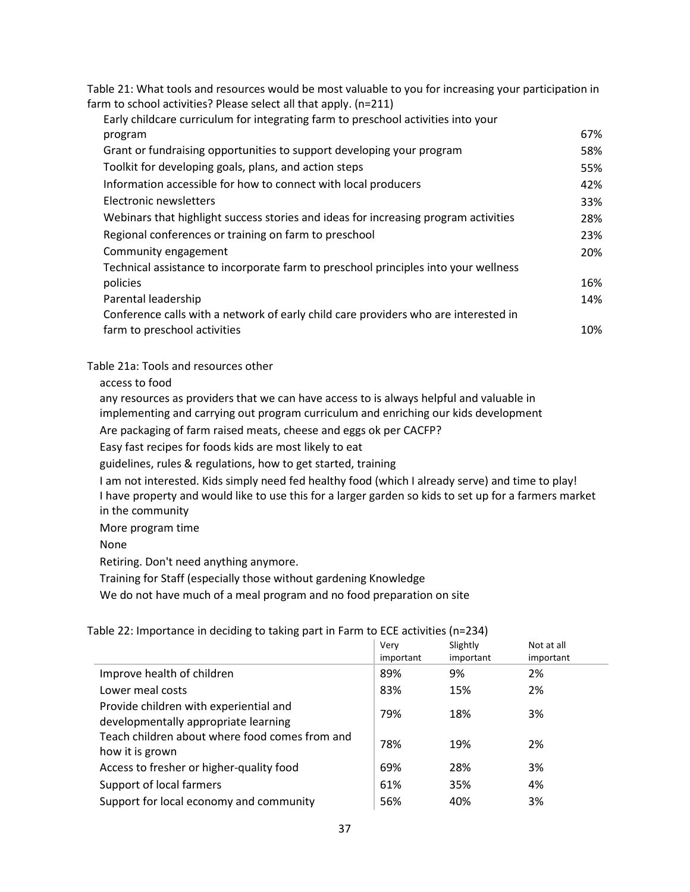Table 21: What tools and resources would be most valuable to you for increasing your participation in farm to school activities? Please select all that apply. (n=211)

| | |
|---|---|
| Early childcare curriculum for integrating farm to preschool activities into your program | 67% |
| Grant or fundraising opportunities to support developing your program | 58% |
| Toolkit for developing goals, plans, and action steps | 55% |
| Information accessible for how to connect with local producers | 42% |
| Electronic newsletters | 33% |
| Webinars that highlight success stories and ideas for increasing program activities | 28% |
| Regional conferences or training on farm to preschool | 23% |
| Community engagement | 20% |
| Technical assistance to incorporate farm to preschool principles into your wellness policies | 16% |
| Parental leadership | 14% |
| Conference calls with a network of early child care providers who are interested in farm to preschool activities | 10% |

Table 21a: Tools and resources other

access to food

any resources as providers that we can have access to is always helpful and valuable in implementing and carrying out program curriculum and enriching our kids development

Are packaging of farm raised meats, cheese and eggs ok per CACFP?

Easy fast recipes for foods kids are most likely to eat

guidelines, rules & regulations, how to get started, training

I am not interested. Kids simply need fed healthy food (which I already serve) and time to play!

I have property and would like to use this for a larger garden so kids to set up for a farmers market in the community

More program time

None

Retiring. Don't need anything anymore.

Training for Staff (especially those without gardening Knowledge

We do not have much of a meal program and no food preparation on site

Table 22: Importance in deciding to taking part in Farm to ECE activities (n=234)

| | Very important | Slightly important | Not at all important |
|---|---|---|---|
| Improve health of children | 89% | 9% | 2% |
| Lower meal costs | 83% | 15% | 2% |
| Provide children with experiential and developmentally appropriate learning | 79% | 18% | 3% |
| Teach children about where food comes from and how it is grown | 78% | 19% | 2% |
| Access to fresher or higher-quality food | 69% | 28% | 3% |
| Support of local farmers | 61% | 35% | 4% |
| Support for local economy and community | 56% | 40% | 3% |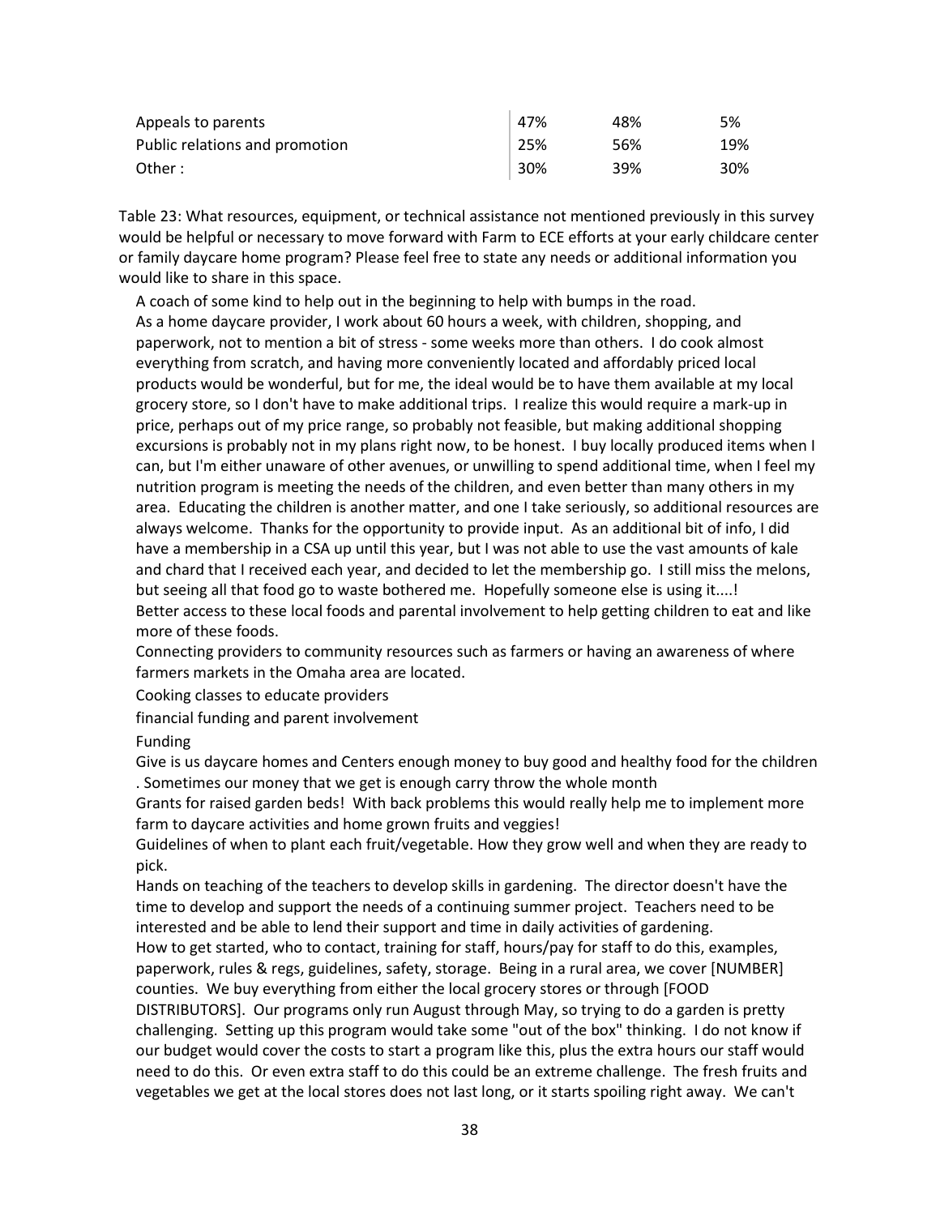| | | | |
|---|---|---|---|
| Appeals to parents | 47% | 48% | 5% |
| Public relations and promotion | 25% | 56% | 19% |
| Other : | 30% | 39% | 30% |

Table 23: What resources, equipment, or technical assistance not mentioned previously in this survey would be helpful or necessary to move forward with Farm to ECE efforts at your early childcare center or family daycare home program? Please feel free to state any needs or additional information you would like to share in this space.

A coach of some kind to help out in the beginning to help with bumps in the road.

As a home daycare provider, I work about 60 hours a week, with children, shopping, and paperwork, not to mention a bit of stress - some weeks more than others. I do cook almost everything from scratch, and having more conveniently located and affordably priced local products would be wonderful, but for me, the ideal would be to have them available at my local grocery store, so I don't have to make additional trips. I realize this would require a mark-up in price, perhaps out of my price range, so probably not feasible, but making additional shopping excursions is probably not in my plans right now, to be honest. I buy locally produced items when I can, but I'm either unaware of other avenues, or unwilling to spend additional time, when I feel my nutrition program is meeting the needs of the children, and even better than many others in my area. Educating the children is another matter, and one I take seriously, so additional resources are always welcome. Thanks for the opportunity to provide input. As an additional bit of info, I did have a membership in a CSA up until this year, but I was not able to use the vast amounts of kale and chard that I received each year, and decided to let the membership go. I still miss the melons, but seeing all that food go to waste bothered me. Hopefully someone else is using it....!

Better access to these local foods and parental involvement to help getting children to eat and like more of these foods.

Connecting providers to community resources such as farmers or having an awareness of where farmers markets in the Omaha area are located.

Cooking classes to educate providers

financial funding and parent involvement

Funding

Give is us daycare homes and Centers enough money to buy good and healthy food for the children . Sometimes our money that we get is enough carry throw the whole month

Grants for raised garden beds! With back problems this would really help me to implement more farm to daycare activities and home grown fruits and veggies!

Guidelines of when to plant each fruit/vegetable. How they grow well and when they are ready to pick.

Hands on teaching of the teachers to develop skills in gardening. The director doesn't have the time to develop and support the needs of a continuing summer project. Teachers need to be interested and be able to lend their support and time in daily activities of gardening.

How to get started, who to contact, training for staff, hours/pay for staff to do this, examples, paperwork, rules & regs, guidelines, safety, storage. Being in a rural area, we cover [NUMBER] counties. We buy everything from either the local grocery stores or through [FOOD DISTRIBUTORS]. Our programs only run August through May, so trying to do a garden is pretty challenging. Setting up this program would take some "out of the box" thinking. I do not know if our budget would cover the costs to start a program like this, plus the extra hours our staff would need to do this. Or even extra staff to do this could be an extreme challenge. The fresh fruits and vegetables we get at the local stores does not last long, or it starts spoiling right away. We can't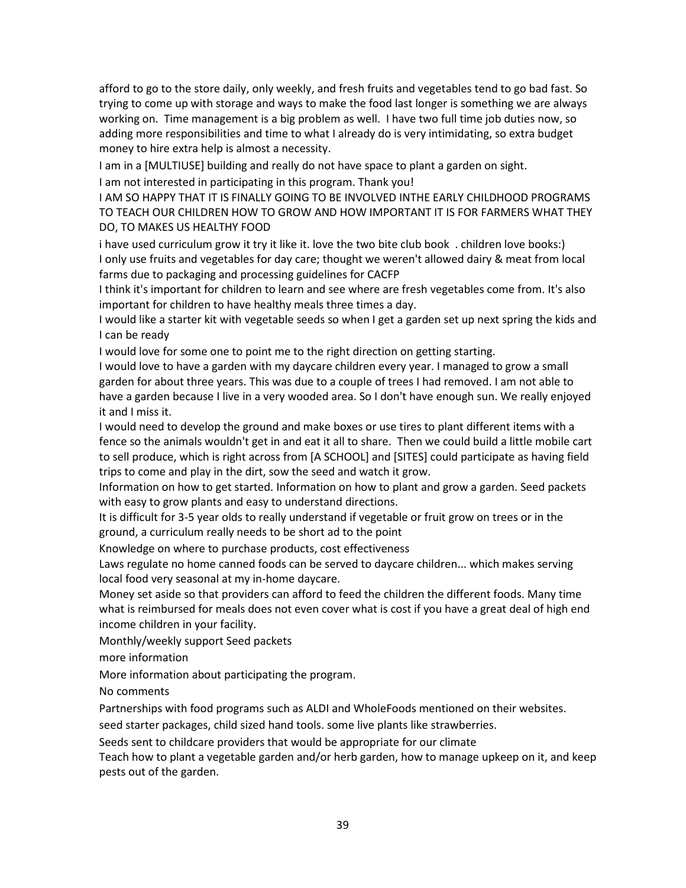afford to go to the store daily, only weekly, and fresh fruits and vegetables tend to go bad fast. So trying to come up with storage and ways to make the food last longer is something we are always working on. Time management is a big problem as well. I have two full time job duties now, so adding more responsibilities and time to what I already do is very intimidating, so extra budget money to hire extra help is almost a necessity.

I am in a [MULTIUSE] building and really do not have space to plant a garden on sight.

I am not interested in participating in this program. Thank you!

I AM SO HAPPY THAT IT IS FINALLY GOING TO BE INVOLVED INTHE EARLY CHILDHOOD PROGRAMS TO TEACH OUR CHILDREN HOW TO GROW AND HOW IMPORTANT IT IS FOR FARMERS WHAT THEY DO, TO MAKES US HEALTHY FOOD

i have used curriculum grow it try it like it. love the two bite club book . children love books:)

I only use fruits and vegetables for day care; thought we weren't allowed dairy & meat from local farms due to packaging and processing guidelines for CACFP

I think it's important for children to learn and see where are fresh vegetables come from. It's also important for children to have healthy meals three times a day.

I would like a starter kit with vegetable seeds so when I get a garden set up next spring the kids and I can be ready

I would love for some one to point me to the right direction on getting starting.

I would love to have a garden with my daycare children every year. I managed to grow a small garden for about three years. This was due to a couple of trees I had removed. I am not able to have a garden because I live in a very wooded area. So I don't have enough sun. We really enjoyed it and I miss it.

I would need to develop the ground and make boxes or use tires to plant different items with a fence so the animals wouldn't get in and eat it all to share. Then we could build a little mobile cart to sell produce, which is right across from [A SCHOOL] and [SITES] could participate as having field trips to come and play in the dirt, sow the seed and watch it grow.

Information on how to get started. Information on how to plant and grow a garden. Seed packets with easy to grow plants and easy to understand directions.

It is difficult for 3-5 year olds to really understand if vegetable or fruit grow on trees or in the ground, a curriculum really needs to be short ad to the point

Knowledge on where to purchase products, cost effectiveness

Laws regulate no home canned foods can be served to daycare children... which makes serving local food very seasonal at my in-home daycare.

Money set aside so that providers can afford to feed the children the different foods. Many time what is reimbursed for meals does not even cover what is cost if you have a great deal of high end income children in your facility.

Monthly/weekly support Seed packets

more information

More information about participating the program.

No comments

Partnerships with food programs such as ALDI and WholeFoods mentioned on their websites.

seed starter packages, child sized hand tools. some live plants like strawberries.

Seeds sent to childcare providers that would be appropriate for our climate

Teach how to plant a vegetable garden and/or herb garden, how to manage upkeep on it, and keep pests out of the garden.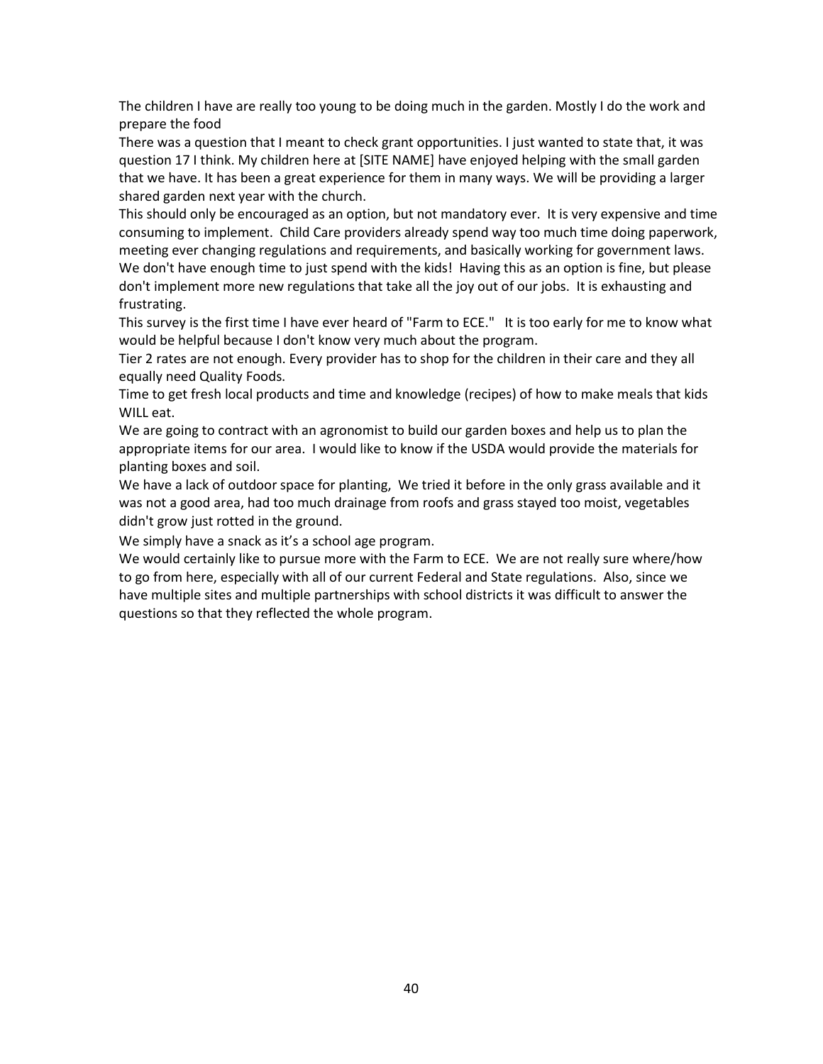The children I have are really too young to be doing much in the garden. Mostly I do the work and prepare the food

There was a question that I meant to check grant opportunities. I just wanted to state that, it was question 17 I think. My children here at [SITE NAME] have enjoyed helping with the small garden that we have. It has been a great experience for them in many ways. We will be providing a larger shared garden next year with the church.

This should only be encouraged as an option, but not mandatory ever. It is very expensive and time consuming to implement. Child Care providers already spend way too much time doing paperwork, meeting ever changing regulations and requirements, and basically working for government laws. We don't have enough time to just spend with the kids! Having this as an option is fine, but please don't implement more new regulations that take all the joy out of our jobs. It is exhausting and frustrating.

This survey is the first time I have ever heard of "Farm to ECE." It is too early for me to know what would be helpful because I don't know very much about the program.

Tier 2 rates are not enough. Every provider has to shop for the children in their care and they all equally need Quality Foods.

Time to get fresh local products and time and knowledge (recipes) of how to make meals that kids WILL eat.

We are going to contract with an agronomist to build our garden boxes and help us to plan the appropriate items for our area. I would like to know if the USDA would provide the materials for planting boxes and soil.

We have a lack of outdoor space for planting, We tried it before in the only grass available and it was not a good area, had too much drainage from roofs and grass stayed too moist, vegetables didn't grow just rotted in the ground.

We simply have a snack as it's a school age program.

We would certainly like to pursue more with the Farm to ECE. We are not really sure where/how to go from here, especially with all of our current Federal and State regulations. Also, since we have multiple sites and multiple partnerships with school districts it was difficult to answer the questions so that they reflected the whole program.